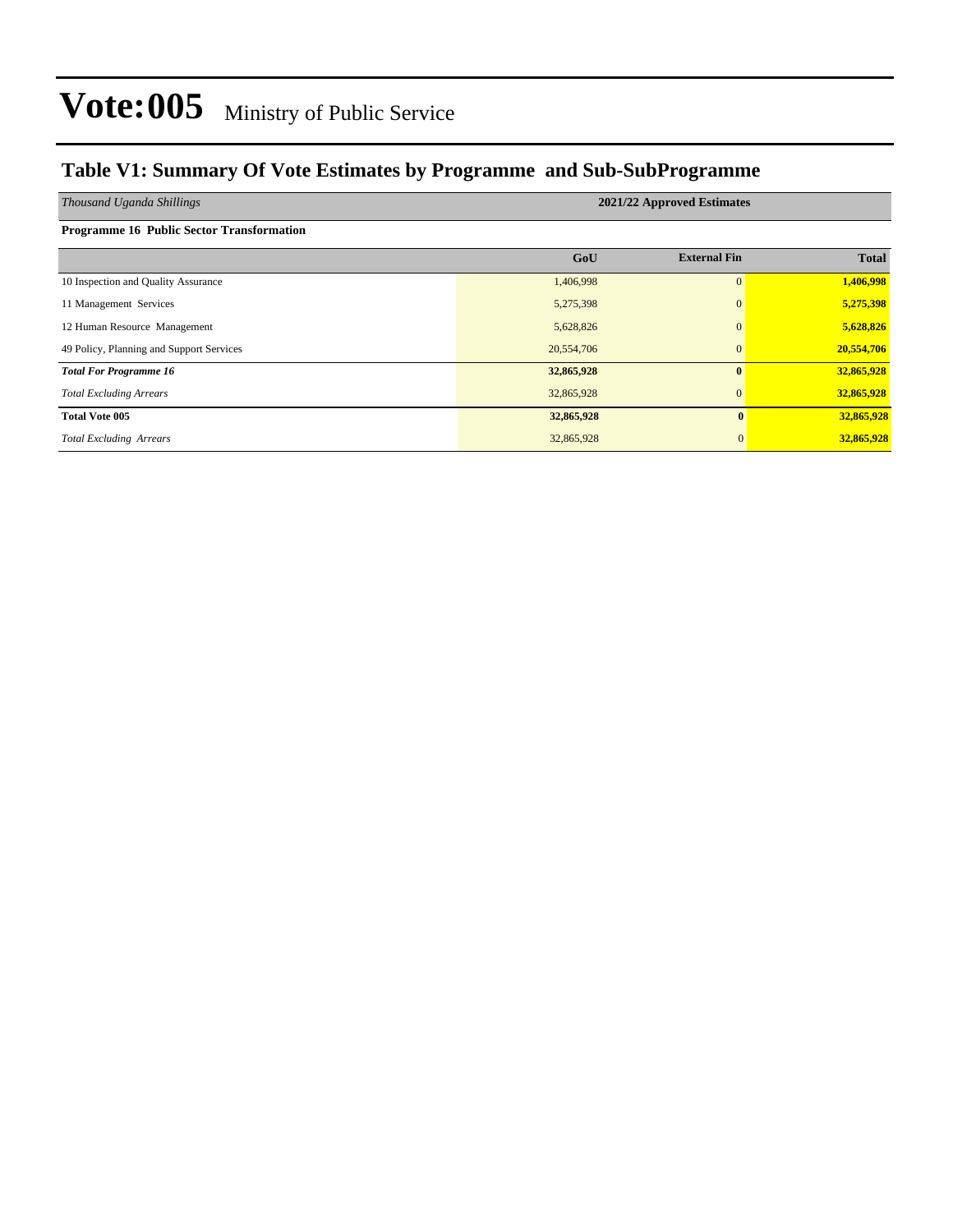# Vote:005 Ministry of Public Service

## Table V1: Summary Of Vote Estimates by Programme and Sub-SubProgramme

| *Thousand Uganda Shillings* | 2021/22 Approved Estimates | | |
|---|---|---|---|
| **Programme 16 Public Sector Transformation** | | | |
| | **GoU** | **External Fin** | **Total** |
| 10 Inspection and Quality Assurance | 1,406,998 | 0 | **1,406,998** |
| 11 Management Services | 5,275,398 | 0 | **5,275,398** |
| 12 Human Resource Management | 5,628,826 | 0 | **5,628,826** |
| 49 Policy, Planning and Support Services | 20,554,706 | 0 | **20,554,706** |
| ***Total For Programme 16*** | **32,865,928** | **0** | **32,865,928** |
| *Total Excluding Arrears* | 32,865,928 | 0 | **32,865,928** |
| **Total Vote 005** | **32,865,928** | **0** | **32,865,928** |
| *Total Excluding Arrears* | 32,865,928 | 0 | **32,865,928** |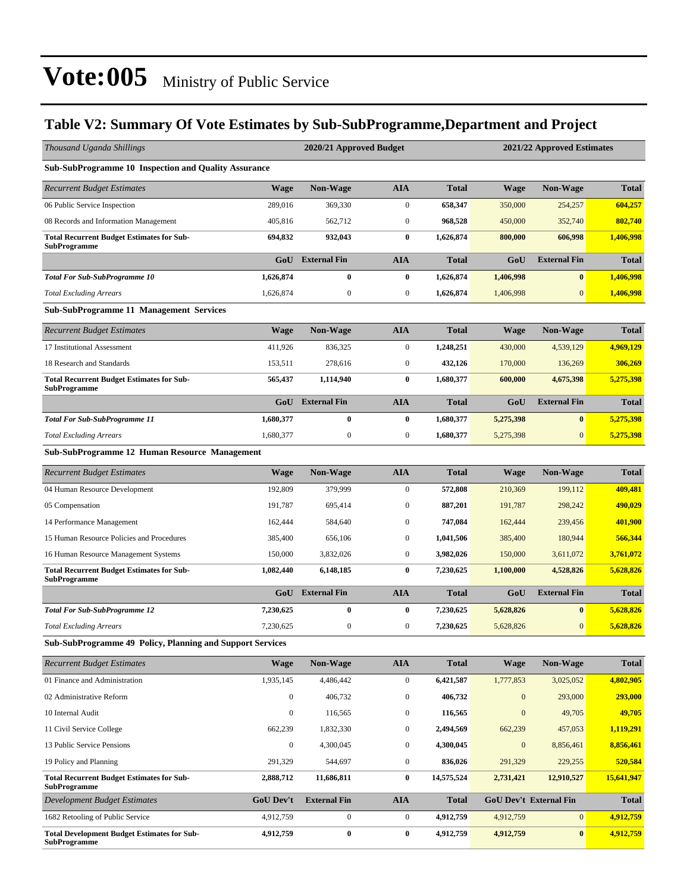# Vote:005 Ministry of Public Service

## Table V2: Summary Of Vote Estimates by Sub-SubProgramme,Department and Project

| *Thousand Uganda Shillings* | 2020/21 Approved Budget | | | | 2021/22 Approved Estimates | | |
|---|---|---|---|---|---|---|---|
| **Sub-SubProgramme 10 Inspection and Quality Assurance** | | | | | | | |
| *Recurrent Budget Estimates* | **Wage** | **Non-Wage** | **AIA** | **Total** | **Wage** | **Non-Wage** | **Total** |
| 06 Public Service Inspection | 289,016 | 369,330 | 0 | **658,347** | 350,000 | 254,257 | **604,257** |
| 08 Records and Information Management | 405,816 | 562,712 | 0 | **968,528** | 450,000 | 352,740 | **802,740** |
| **Total Recurrent Budget Estimates for Sub-SubProgramme** | **694,832** | **932,043** | **0** | **1,626,874** | **800,000** | **606,998** | **1,406,998** |
| | **GoU** | **External Fin** | **AIA** | **Total** | **GoU** | **External Fin** | **Total** |
| ***Total For Sub-SubProgramme 10*** | **1,626,874** | **0** | **0** | **1,626,874** | **1,406,998** | **0** | **1,406,998** |
| *Total Excluding Arrears* | 1,626,874 | 0 | 0 | **1,626,874** | 1,406,998 | 0 | **1,406,998** |
| **Sub-SubProgramme 11 Management Services** | | | | | | | |
| *Recurrent Budget Estimates* | **Wage** | **Non-Wage** | **AIA** | **Total** | **Wage** | **Non-Wage** | **Total** |
| 17 Institutional Assessment | 411,926 | 836,325 | 0 | **1,248,251** | 430,000 | 4,539,129 | **4,969,129** |
| 18 Research and Standards | 153,511 | 278,616 | 0 | **432,126** | 170,000 | 136,269 | **306,269** |
| **Total Recurrent Budget Estimates for Sub-SubProgramme** | **565,437** | **1,114,940** | **0** | **1,680,377** | **600,000** | **4,675,398** | **5,275,398** |
| | **GoU** | **External Fin** | **AIA** | **Total** | **GoU** | **External Fin** | **Total** |
| ***Total For Sub-SubProgramme 11*** | **1,680,377** | **0** | **0** | **1,680,377** | **5,275,398** | **0** | **5,275,398** |
| *Total Excluding Arrears* | 1,680,377 | 0 | 0 | **1,680,377** | 5,275,398 | 0 | **5,275,398** |
| **Sub-SubProgramme 12 Human Resource Management** | | | | | | | |
| *Recurrent Budget Estimates* | **Wage** | **Non-Wage** | **AIA** | **Total** | **Wage** | **Non-Wage** | **Total** |
| 04 Human Resource Development | 192,809 | 379,999 | 0 | **572,808** | 210,369 | 199,112 | **409,481** |
| 05 Compensation | 191,787 | 695,414 | 0 | **887,201** | 191,787 | 298,242 | **490,029** |
| 14 Performance Management | 162,444 | 584,640 | 0 | **747,084** | 162,444 | 239,456 | **401,900** |
| 15 Human Resource Policies and Procedures | 385,400 | 656,106 | 0 | **1,041,506** | 385,400 | 180,944 | **566,344** |
| 16 Human Resource Management Systems | 150,000 | 3,832,026 | 0 | **3,982,026** | 150,000 | 3,611,072 | **3,761,072** |
| **Total Recurrent Budget Estimates for Sub-SubProgramme** | **1,082,440** | **6,148,185** | **0** | **7,230,625** | **1,100,000** | **4,528,826** | **5,628,826** |
| | **GoU** | **External Fin** | **AIA** | **Total** | **GoU** | **External Fin** | **Total** |
| ***Total For Sub-SubProgramme 12*** | **7,230,625** | **0** | **0** | **7,230,625** | **5,628,826** | **0** | **5,628,826** |
| *Total Excluding Arrears* | 7,230,625 | 0 | 0 | **7,230,625** | 5,628,826 | 0 | **5,628,826** |
| **Sub-SubProgramme 49 Policy, Planning and Support Services** | | | | | | | |
| *Recurrent Budget Estimates* | **Wage** | **Non-Wage** | **AIA** | **Total** | **Wage** | **Non-Wage** | **Total** |
| 01 Finance and Administration | 1,935,145 | 4,486,442 | 0 | **6,421,587** | 1,777,853 | 3,025,052 | **4,802,905** |
| 02 Administrative Reform | 0 | 406,732 | 0 | **406,732** | 0 | 293,000 | **293,000** |
| 10 Internal Audit | 0 | 116,565 | 0 | **116,565** | 0 | 49,705 | **49,705** |
| 11 Civil Service College | 662,239 | 1,832,330 | 0 | **2,494,569** | 662,239 | 457,053 | **1,119,291** |
| 13 Public Service Pensions | 0 | 4,300,045 | 0 | **4,300,045** | 0 | 8,856,461 | **8,856,461** |
| 19 Policy and Planning | 291,329 | 544,697 | 0 | **836,026** | 291,329 | 229,255 | **520,584** |
| **Total Recurrent Budget Estimates for Sub-SubProgramme** | **2,888,712** | **11,686,811** | **0** | **14,575,524** | **2,731,421** | **12,910,527** | **15,641,947** |
| *Development Budget Estimates* | **GoU Dev't** | **External Fin** | **AIA** | **Total** | **GoU Dev't** | **External Fin** | **Total** |
| 1682 Retooling of Public Service | 4,912,759 | 0 | 0 | **4,912,759** | 4,912,759 | 0 | **4,912,759** |
| **Total Development Budget Estimates for Sub-SubProgramme** | **4,912,759** | **0** | **0** | **4,912,759** | **4,912,759** | **0** | **4,912,759** |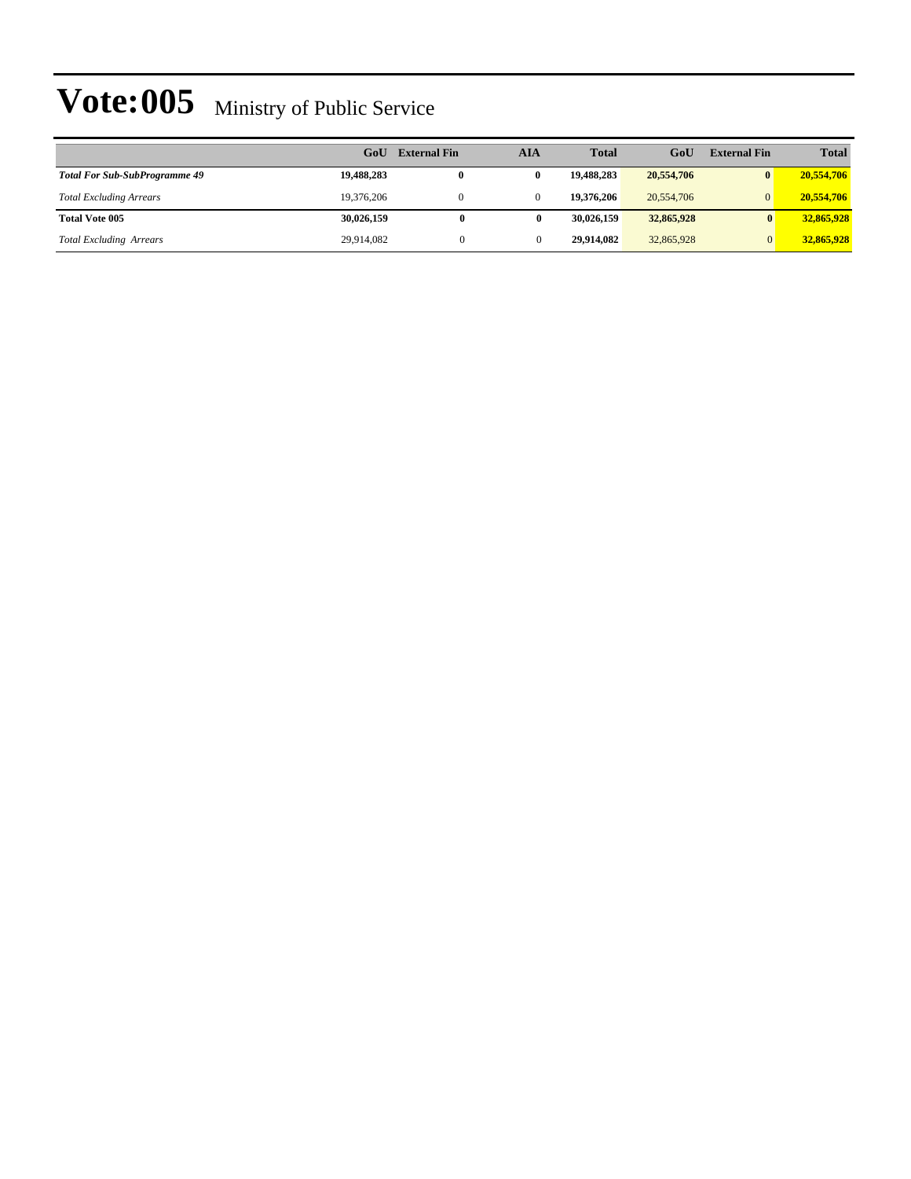# Vote:005 Ministry of Public Service

| | GoU | External Fin | AIA | Total | GoU | External Fin | Total |
|---|---|---|---|---|---|---|---|
| ***Total For Sub-SubProgramme 49*** | **19,488,283** | **0** | **0** | **19,488,283** | **20,554,706** | **0** | **20,554,706** |
| *Total Excluding Arrears* | 19,376,206 | 0 | 0 | **19,376,206** | 20,554,706 | 0 | **20,554,706** |
| **Total Vote 005** | **30,026,159** | **0** | **0** | **30,026,159** | **32,865,928** | **0** | **32,865,928** |
| *Total Excluding Arrears* | 29,914,082 | 0 | 0 | **29,914,082** | 32,865,928 | 0 | **32,865,928** |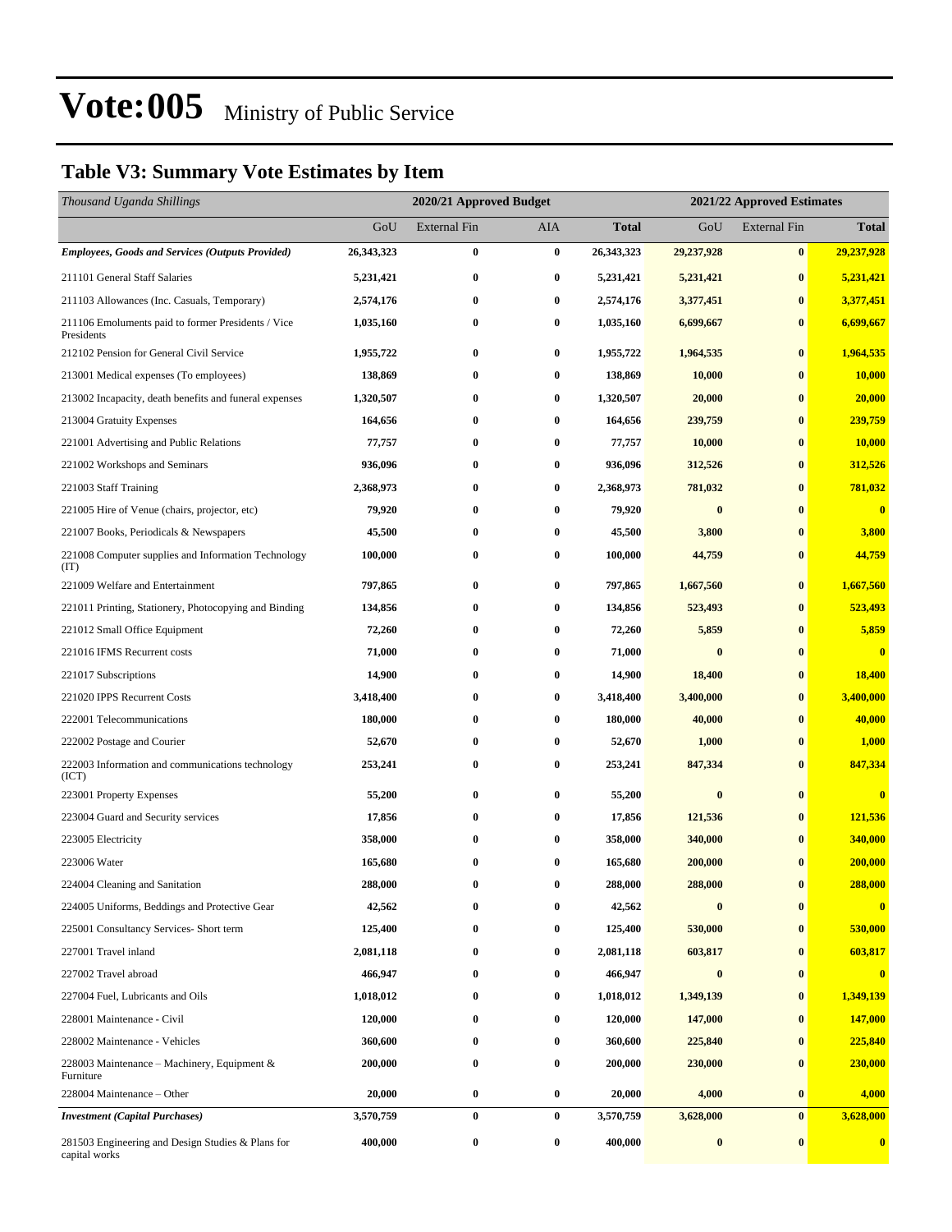# Vote:005 Ministry of Public Service

## Table V3: Summary Vote Estimates by Item

| *Thousand Uganda Shillings* | 2020/21 Approved Budget | | | | 2021/22 Approved Estimates | | |
|---|---|---|---|---|---|---|---|
| | GoU | External Fin | AIA | **Total** | GoU | External Fin | **Total** |
| ***Employees, Goods and Services (Outputs Provided)*** | **26,343,323** | **0** | **0** | **26,343,323** | **29,237,928** | **0** | **29,237,928** |
| 211101 General Staff Salaries | **5,231,421** | **0** | **0** | **5,231,421** | **5,231,421** | **0** | **5,231,421** |
| 211103 Allowances (Inc. Casuals, Temporary) | **2,574,176** | **0** | **0** | **2,574,176** | **3,377,451** | **0** | **3,377,451** |
| 211106 Emoluments paid to former Presidents / Vice Presidents | **1,035,160** | **0** | **0** | **1,035,160** | **6,699,667** | **0** | **6,699,667** |
| 212102 Pension for General Civil Service | **1,955,722** | **0** | **0** | **1,955,722** | **1,964,535** | **0** | **1,964,535** |
| 213001 Medical expenses (To employees) | **138,869** | **0** | **0** | **138,869** | **10,000** | **0** | **10,000** |
| 213002 Incapacity, death benefits and funeral expenses | **1,320,507** | **0** | **0** | **1,320,507** | **20,000** | **0** | **20,000** |
| 213004 Gratuity Expenses | **164,656** | **0** | **0** | **164,656** | **239,759** | **0** | **239,759** |
| 221001 Advertising and Public Relations | **77,757** | **0** | **0** | **77,757** | **10,000** | **0** | **10,000** |
| 221002 Workshops and Seminars | **936,096** | **0** | **0** | **936,096** | **312,526** | **0** | **312,526** |
| 221003 Staff Training | **2,368,973** | **0** | **0** | **2,368,973** | **781,032** | **0** | **781,032** |
| 221005 Hire of Venue (chairs, projector, etc) | **79,920** | **0** | **0** | **79,920** | **0** | **0** | **0** |
| 221007 Books, Periodicals & Newspapers | **45,500** | **0** | **0** | **45,500** | **3,800** | **0** | **3,800** |
| 221008 Computer supplies and Information Technology (IT) | **100,000** | **0** | **0** | **100,000** | **44,759** | **0** | **44,759** |
| 221009 Welfare and Entertainment | **797,865** | **0** | **0** | **797,865** | **1,667,560** | **0** | **1,667,560** |
| 221011 Printing, Stationery, Photocopying and Binding | **134,856** | **0** | **0** | **134,856** | **523,493** | **0** | **523,493** |
| 221012 Small Office Equipment | **72,260** | **0** | **0** | **72,260** | **5,859** | **0** | **5,859** |
| 221016 IFMS Recurrent costs | **71,000** | **0** | **0** | **71,000** | **0** | **0** | **0** |
| 221017 Subscriptions | **14,900** | **0** | **0** | **14,900** | **18,400** | **0** | **18,400** |
| 221020 IPPS Recurrent Costs | **3,418,400** | **0** | **0** | **3,418,400** | **3,400,000** | **0** | **3,400,000** |
| 222001 Telecommunications | **180,000** | **0** | **0** | **180,000** | **40,000** | **0** | **40,000** |
| 222002 Postage and Courier | **52,670** | **0** | **0** | **52,670** | **1,000** | **0** | **1,000** |
| 222003 Information and communications technology (ICT) | **253,241** | **0** | **0** | **253,241** | **847,334** | **0** | **847,334** |
| 223001 Property Expenses | **55,200** | **0** | **0** | **55,200** | **0** | **0** | **0** |
| 223004 Guard and Security services | **17,856** | **0** | **0** | **17,856** | **121,536** | **0** | **121,536** |
| 223005 Electricity | **358,000** | **0** | **0** | **358,000** | **340,000** | **0** | **340,000** |
| 223006 Water | **165,680** | **0** | **0** | **165,680** | **200,000** | **0** | **200,000** |
| 224004 Cleaning and Sanitation | **288,000** | **0** | **0** | **288,000** | **288,000** | **0** | **288,000** |
| 224005 Uniforms, Beddings and Protective Gear | **42,562** | **0** | **0** | **42,562** | **0** | **0** | **0** |
| 225001 Consultancy Services- Short term | **125,400** | **0** | **0** | **125,400** | **530,000** | **0** | **530,000** |
| 227001 Travel inland | **2,081,118** | **0** | **0** | **2,081,118** | **603,817** | **0** | **603,817** |
| 227002 Travel abroad | **466,947** | **0** | **0** | **466,947** | **0** | **0** | **0** |
| 227004 Fuel, Lubricants and Oils | **1,018,012** | **0** | **0** | **1,018,012** | **1,349,139** | **0** | **1,349,139** |
| 228001 Maintenance - Civil | **120,000** | **0** | **0** | **120,000** | **147,000** | **0** | **147,000** |
| 228002 Maintenance - Vehicles | **360,600** | **0** | **0** | **360,600** | **225,840** | **0** | **225,840** |
| 228003 Maintenance – Machinery, Equipment & Furniture | **200,000** | **0** | **0** | **200,000** | **230,000** | **0** | **230,000** |
| 228004 Maintenance – Other | **20,000** | **0** | **0** | **20,000** | **4,000** | **0** | **4,000** |
| ***Investment (Capital Purchases)*** | **3,570,759** | **0** | **0** | **3,570,759** | **3,628,000** | **0** | **3,628,000** |
| 281503 Engineering and Design Studies & Plans for capital works | **400,000** | **0** | **0** | **400,000** | **0** | **0** | **0** |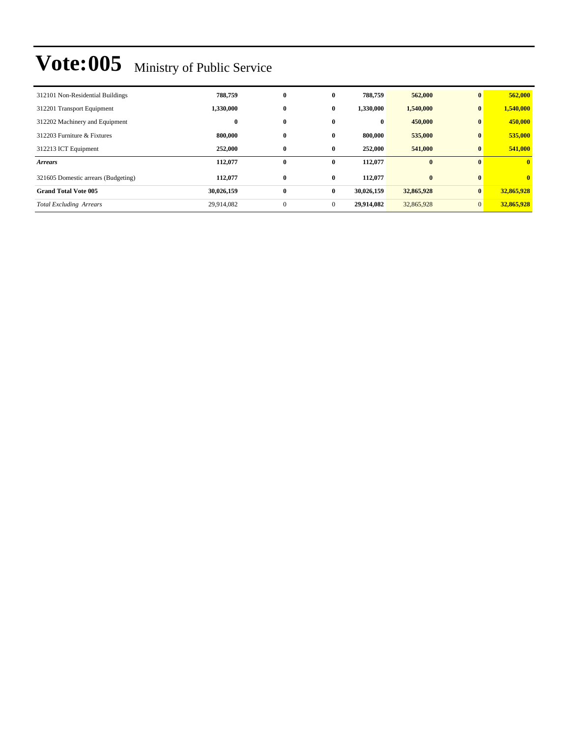# Vote:005 Ministry of Public Service

| | | | | | | | |
|---|---|---|---|---|---|---|---|
| 312101 Non-Residential Buildings | **788,759** | **0** | **0** | **788,759** | **562,000** | **0** | **562,000** |
| 312201 Transport Equipment | **1,330,000** | **0** | **0** | **1,330,000** | **1,540,000** | **0** | **1,540,000** |
| 312202 Machinery and Equipment | **0** | **0** | **0** | **0** | **450,000** | **0** | **450,000** |
| 312203 Furniture & Fixtures | **800,000** | **0** | **0** | **800,000** | **535,000** | **0** | **535,000** |
| 312213 ICT Equipment | **252,000** | **0** | **0** | **252,000** | **541,000** | **0** | **541,000** |
| ***Arrears*** | **112,077** | **0** | **0** | **112,077** | **0** | **0** | **0** |
| 321605 Domestic arrears (Budgeting) | **112,077** | **0** | **0** | **112,077** | **0** | **0** | **0** |
| **Grand Total Vote 005** | **30,026,159** | **0** | **0** | **30,026,159** | **32,865,928** | **0** | **32,865,928** |
| *Total Excluding Arrears* | 29,914,082 | 0 | 0 | **29,914,082** | 32,865,928 | 0 | **32,865,928** |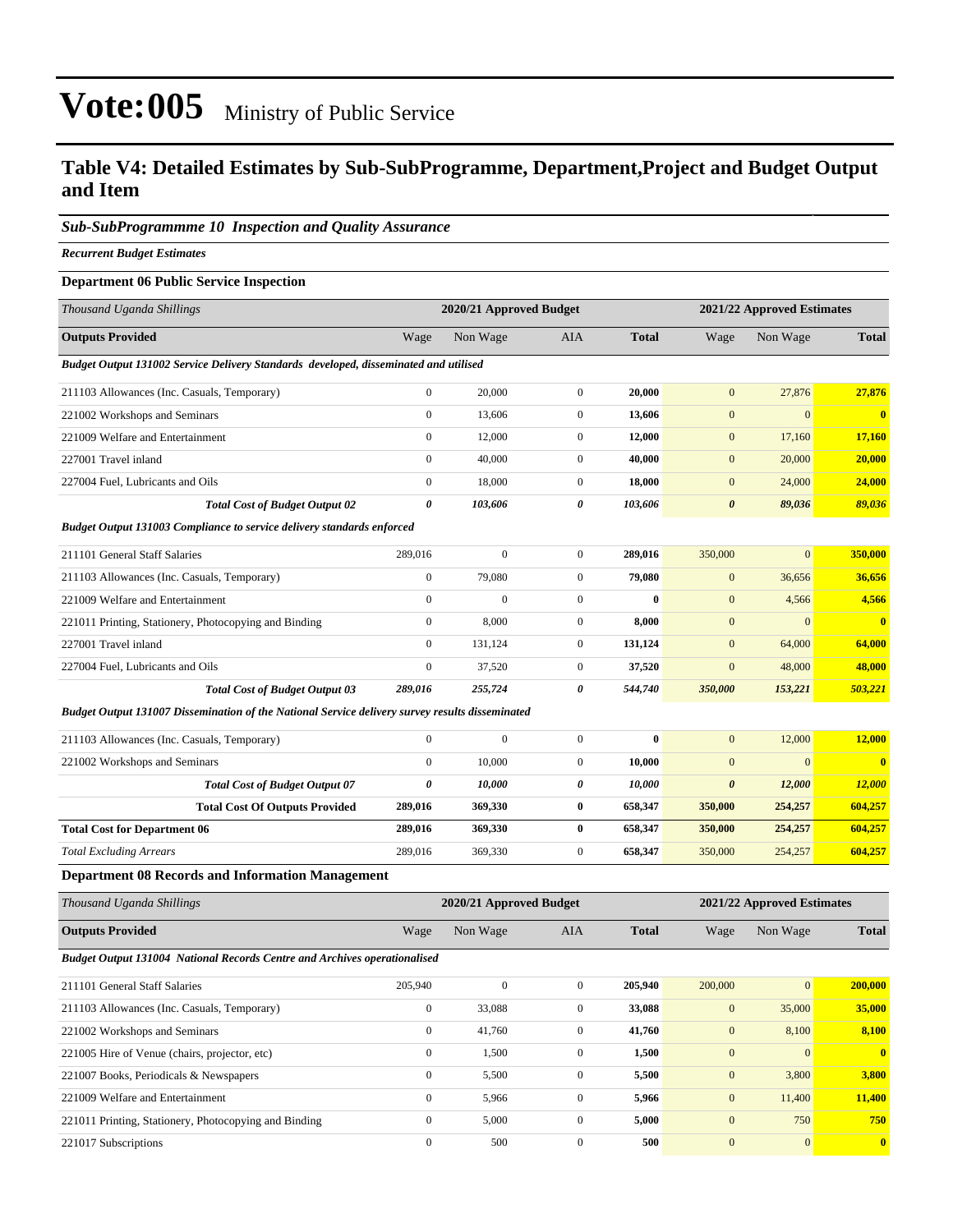# Vote:005 Ministry of Public Service

## Table V4: Detailed Estimates by Sub-SubProgramme, Department,Project and Budget Output and Item

### *Sub-SubProgrammme 10 Inspection and Quality Assurance*

*Recurrent Budget Estimates*

**Department 06 Public Service Inspection**

| *Thousand Uganda Shillings* | 2020/21 Approved Budget | | | | 2021/22 Approved Estimates | | |
|---|---|---|---|---|---|---|---|
| **Outputs Provided** | Wage | Non Wage | AIA | **Total** | Wage | Non Wage | **Total** |
| ***Budget Output 131002 Service Delivery Standards developed, disseminated and utilised*** | | | | | | | |
| 211103 Allowances (Inc. Casuals, Temporary) | 0 | 20,000 | 0 | **20,000** | 0 | 27,876 | **27,876** |
| 221002 Workshops and Seminars | 0 | 13,606 | 0 | **13,606** | 0 | 0 | **0** |
| 221009 Welfare and Entertainment | 0 | 12,000 | 0 | **12,000** | 0 | 17,160 | **17,160** |
| 227001 Travel inland | 0 | 40,000 | 0 | **40,000** | 0 | 20,000 | **20,000** |
| 227004 Fuel, Lubricants and Oils | 0 | 18,000 | 0 | **18,000** | 0 | 24,000 | **24,000** |
| ***Total Cost of Budget Output 02*** | ***0*** | ***103,606*** | ***0*** | ***103,606*** | ***0*** | ***89,036*** | ***89,036*** |
| ***Budget Output 131003 Compliance to service delivery standards enforced*** | | | | | | | |
| 211101 General Staff Salaries | 289,016 | 0 | 0 | **289,016** | 350,000 | 0 | **350,000** |
| 211103 Allowances (Inc. Casuals, Temporary) | 0 | 79,080 | 0 | **79,080** | 0 | 36,656 | **36,656** |
| 221009 Welfare and Entertainment | 0 | 0 | 0 | **0** | 0 | 4,566 | **4,566** |
| 221011 Printing, Stationery, Photocopying and Binding | 0 | 8,000 | 0 | **8,000** | 0 | 0 | **0** |
| 227001 Travel inland | 0 | 131,124 | 0 | **131,124** | 0 | 64,000 | **64,000** |
| 227004 Fuel, Lubricants and Oils | 0 | 37,520 | 0 | **37,520** | 0 | 48,000 | **48,000** |
| ***Total Cost of Budget Output 03*** | ***289,016*** | ***255,724*** | ***0*** | ***544,740*** | ***350,000*** | ***153,221*** | ***503,221*** |
| ***Budget Output 131007 Dissemination of the National Service delivery survey results disseminated*** | | | | | | | |
| 211103 Allowances (Inc. Casuals, Temporary) | 0 | 0 | 0 | **0** | 0 | 12,000 | **12,000** |
| 221002 Workshops and Seminars | 0 | 10,000 | 0 | **10,000** | 0 | 0 | **0** |
| ***Total Cost of Budget Output 07*** | ***0*** | ***10,000*** | ***0*** | ***10,000*** | ***0*** | ***12,000*** | ***12,000*** |
| **Total Cost Of Outputs Provided** | **289,016** | **369,330** | **0** | **658,347** | **350,000** | **254,257** | **604,257** |
| **Total Cost for Department 06** | **289,016** | **369,330** | **0** | **658,347** | **350,000** | **254,257** | **604,257** |
| *Total Excluding Arrears* | 289,016 | 369,330 | 0 | **658,347** | 350,000 | 254,257 | **604,257** |

**Department 08 Records and Information Management**

| *Thousand Uganda Shillings* | 2020/21 Approved Budget | | | | 2021/22 Approved Estimates | | |
|---|---|---|---|---|---|---|---|
| **Outputs Provided** | Wage | Non Wage | AIA | **Total** | Wage | Non Wage | **Total** |
| ***Budget Output 131004 National Records Centre and Archives operationalised*** | | | | | | | |
| 211101 General Staff Salaries | 205,940 | 0 | 0 | **205,940** | 200,000 | 0 | **200,000** |
| 211103 Allowances (Inc. Casuals, Temporary) | 0 | 33,088 | 0 | **33,088** | 0 | 35,000 | **35,000** |
| 221002 Workshops and Seminars | 0 | 41,760 | 0 | **41,760** | 0 | 8,100 | **8,100** |
| 221005 Hire of Venue (chairs, projector, etc) | 0 | 1,500 | 0 | **1,500** | 0 | 0 | **0** |
| 221007 Books, Periodicals & Newspapers | 0 | 5,500 | 0 | **5,500** | 0 | 3,800 | **3,800** |
| 221009 Welfare and Entertainment | 0 | 5,966 | 0 | **5,966** | 0 | 11,400 | **11,400** |
| 221011 Printing, Stationery, Photocopying and Binding | 0 | 5,000 | 0 | **5,000** | 0 | 750 | **750** |
| 221017 Subscriptions | 0 | 500 | 0 | **500** | 0 | 0 | **0** |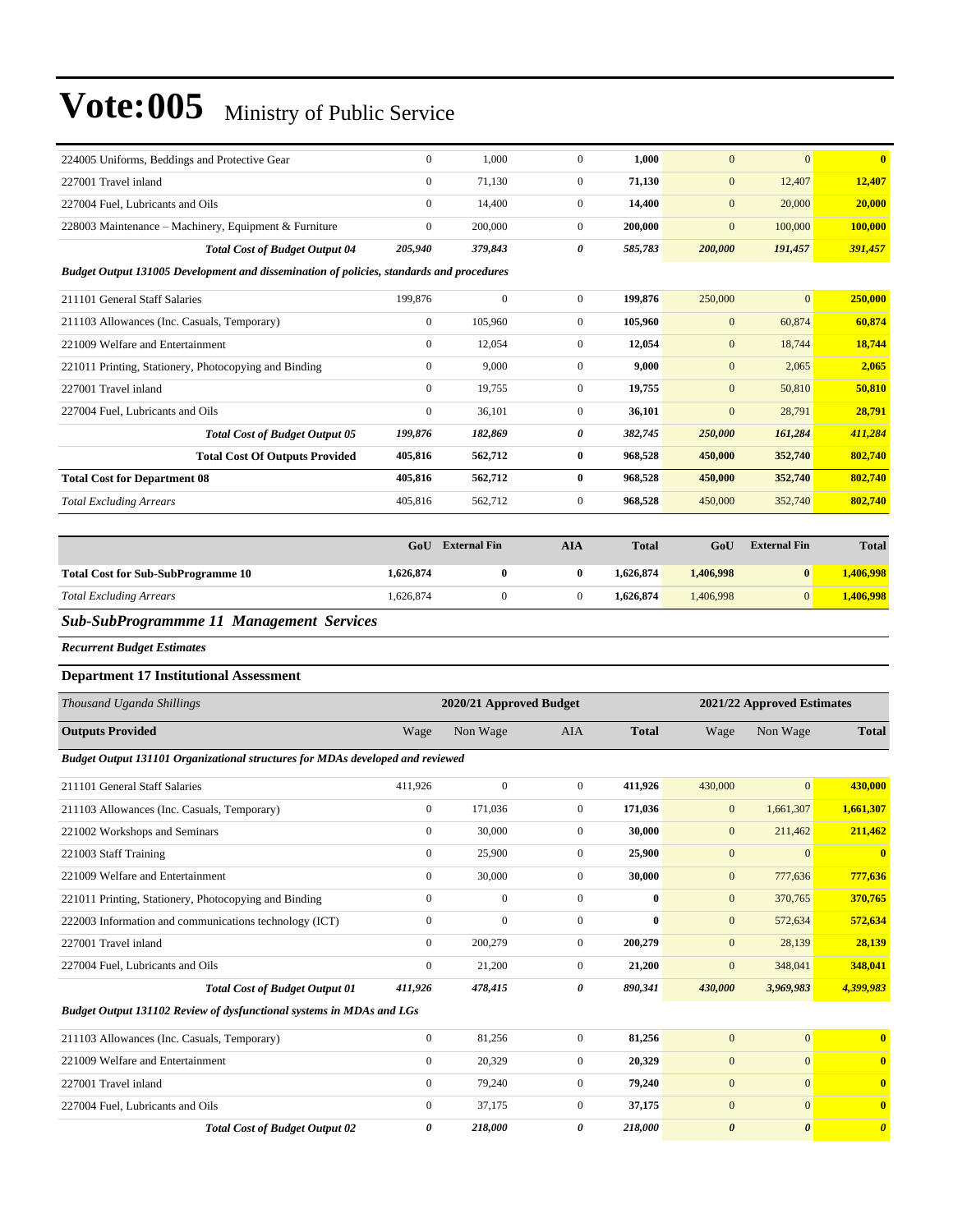# Vote:005 Ministry of Public Service

| | | | | | | | |
|---|---|---|---|---|---|---|---|
| 224005 Uniforms, Beddings and Protective Gear | 0 | 1,000 | 0 | **1,000** | 0 | 0 | **0** |
| 227001 Travel inland | 0 | 71,130 | 0 | **71,130** | 0 | 12,407 | **12,407** |
| 227004 Fuel, Lubricants and Oils | 0 | 14,400 | 0 | **14,400** | 0 | 20,000 | **20,000** |
| 228003 Maintenance – Machinery, Equipment & Furniture | 0 | 200,000 | 0 | **200,000** | 0 | 100,000 | **100,000** |
| ***Total Cost of Budget Output 04*** | ***205,940*** | ***379,843*** | ***0*** | ***585,783*** | ***200,000*** | ***191,457*** | ***391,457*** |
| ***Budget Output 131005 Development and dissemination of policies, standards and procedures*** | | | | | | | |
| 211101 General Staff Salaries | 199,876 | 0 | 0 | **199,876** | 250,000 | 0 | **250,000** |
| 211103 Allowances (Inc. Casuals, Temporary) | 0 | 105,960 | 0 | **105,960** | 0 | 60,874 | **60,874** |
| 221009 Welfare and Entertainment | 0 | 12,054 | 0 | **12,054** | 0 | 18,744 | **18,744** |
| 221011 Printing, Stationery, Photocopying and Binding | 0 | 9,000 | 0 | **9,000** | 0 | 2,065 | **2,065** |
| 227001 Travel inland | 0 | 19,755 | 0 | **19,755** | 0 | 50,810 | **50,810** |
| 227004 Fuel, Lubricants and Oils | 0 | 36,101 | 0 | **36,101** | 0 | 28,791 | **28,791** |
| ***Total Cost of Budget Output 05*** | ***199,876*** | ***182,869*** | ***0*** | ***382,745*** | ***250,000*** | ***161,284*** | ***411,284*** |
| **Total Cost Of Outputs Provided** | **405,816** | **562,712** | **0** | **968,528** | **450,000** | **352,740** | **802,740** |
| **Total Cost for Department 08** | **405,816** | **562,712** | **0** | **968,528** | **450,000** | **352,740** | **802,740** |
| *Total Excluding Arrears* | 405,816 | 562,712 | 0 | **968,528** | 450,000 | 352,740 | **802,740** |

| | GoU | External Fin | AIA | Total | GoU | External Fin | Total |
|---|---|---|---|---|---|---|---|
| **Total Cost for Sub-SubProgramme 10** | **1,626,874** | **0** | **0** | **1,626,874** | **1,406,998** | **0** | **1,406,998** |
| *Total Excluding Arrears* | 1,626,874 | 0 | 0 | **1,626,874** | 1,406,998 | 0 | **1,406,998** |

## *Sub-SubProgrammme 11 Management Services*

***Recurrent Budget Estimates***

### Department 17 Institutional Assessment

| *Thousand Uganda Shillings* | 2020/21 Approved Budget | | | | 2021/22 Approved Estimates | | |
|---|---|---|---|---|---|---|---|
| **Outputs Provided** | Wage | Non Wage | AIA | **Total** | Wage | Non Wage | **Total** |
| ***Budget Output 131101 Organizational structures for MDAs developed and reviewed*** | | | | | | | |
| 211101 General Staff Salaries | 411,926 | 0 | 0 | **411,926** | 430,000 | 0 | **430,000** |
| 211103 Allowances (Inc. Casuals, Temporary) | 0 | 171,036 | 0 | **171,036** | 0 | 1,661,307 | **1,661,307** |
| 221002 Workshops and Seminars | 0 | 30,000 | 0 | **30,000** | 0 | 211,462 | **211,462** |
| 221003 Staff Training | 0 | 25,900 | 0 | **25,900** | 0 | 0 | **0** |
| 221009 Welfare and Entertainment | 0 | 30,000 | 0 | **30,000** | 0 | 777,636 | **777,636** |
| 221011 Printing, Stationery, Photocopying and Binding | 0 | 0 | 0 | **0** | 0 | 370,765 | **370,765** |
| 222003 Information and communications technology (ICT) | 0 | 0 | 0 | **0** | 0 | 572,634 | **572,634** |
| 227001 Travel inland | 0 | 200,279 | 0 | **200,279** | 0 | 28,139 | **28,139** |
| 227004 Fuel, Lubricants and Oils | 0 | 21,200 | 0 | **21,200** | 0 | 348,041 | **348,041** |
| ***Total Cost of Budget Output 01*** | ***411,926*** | ***478,415*** | ***0*** | ***890,341*** | ***430,000*** | ***3,969,983*** | ***4,399,983*** |
| ***Budget Output 131102 Review of dysfunctional systems in MDAs and LGs*** | | | | | | | |
| 211103 Allowances (Inc. Casuals, Temporary) | 0 | 81,256 | 0 | **81,256** | 0 | 0 | **0** |
| 221009 Welfare and Entertainment | 0 | 20,329 | 0 | **20,329** | 0 | 0 | **0** |
| 227001 Travel inland | 0 | 79,240 | 0 | **79,240** | 0 | 0 | **0** |
| 227004 Fuel, Lubricants and Oils | 0 | 37,175 | 0 | **37,175** | 0 | 0 | **0** |
| ***Total Cost of Budget Output 02*** | ***0*** | ***218,000*** | ***0*** | ***218,000*** | ***0*** | ***0*** | ***0*** |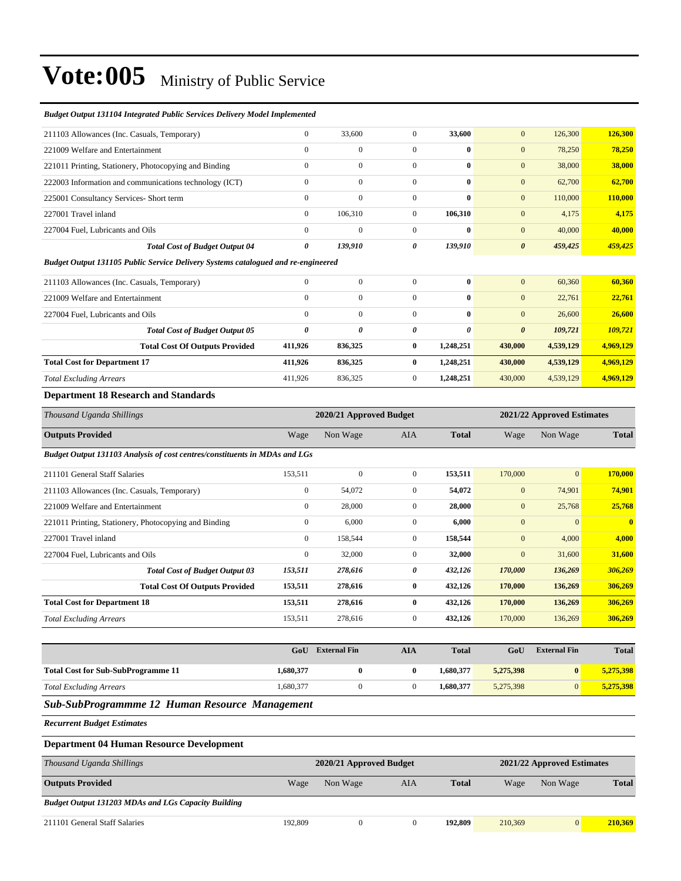# Vote:005 Ministry of Public Service

*Budget Output 131104 Integrated Public Services Delivery Model Implemented*

| | | | | | | | |
|---|---|---|---|---|---|---|---|
| 211103 Allowances (Inc. Casuals, Temporary) | 0 | 33,600 | 0 | **33,600** | 0 | 126,300 | **126,300** |
| 221009 Welfare and Entertainment | 0 | 0 | 0 | **0** | 0 | 78,250 | **78,250** |
| 221011 Printing, Stationery, Photocopying and Binding | 0 | 0 | 0 | **0** | 0 | 38,000 | **38,000** |
| 222003 Information and communications technology (ICT) | 0 | 0 | 0 | **0** | 0 | 62,700 | **62,700** |
| 225001 Consultancy Services- Short term | 0 | 0 | 0 | **0** | 0 | 110,000 | **110,000** |
| 227001 Travel inland | 0 | 106,310 | 0 | **106,310** | 0 | 4,175 | **4,175** |
| 227004 Fuel, Lubricants and Oils | 0 | 0 | 0 | **0** | 0 | 40,000 | **40,000** |
| ***Total Cost of Budget Output 04*** | ***0*** | ***139,910*** | ***0*** | ***139,910*** | ***0*** | ***459,425*** | ***459,425*** |

*Budget Output 131105 Public Service Delivery Systems catalogued and re-engineered*

| | | | | | | | |
|---|---|---|---|---|---|---|---|
| 211103 Allowances (Inc. Casuals, Temporary) | 0 | 0 | 0 | **0** | 0 | 60,360 | **60,360** |
| 221009 Welfare and Entertainment | 0 | 0 | 0 | **0** | 0 | 22,761 | **22,761** |
| 227004 Fuel, Lubricants and Oils | 0 | 0 | 0 | **0** | 0 | 26,600 | **26,600** |
| ***Total Cost of Budget Output 05*** | ***0*** | ***0*** | ***0*** | ***0*** | ***0*** | ***109,721*** | ***109,721*** |
| **Total Cost Of Outputs Provided** | **411,926** | **836,325** | **0** | **1,248,251** | **430,000** | **4,539,129** | **4,969,129** |
| **Total Cost for Department 17** | **411,926** | **836,325** | **0** | **1,248,251** | **430,000** | **4,539,129** | **4,969,129** |
| *Total Excluding Arrears* | 411,926 | 836,325 | 0 | **1,248,251** | 430,000 | 4,539,129 | **4,969,129** |

### Department 18 Research and Standards

| *Thousand Uganda Shillings* | | **2020/21 Approved Budget** | | | | **2021/22 Approved Estimates** | |
|---|---|---|---|---|---|---|---|
| **Outputs Provided** | Wage | Non Wage | AIA | **Total** | Wage | Non Wage | **Total** |
| ***Budget Output 131103 Analysis of cost centres/constituents in MDAs and LGs*** | | | | | | | |
| 211101 General Staff Salaries | 153,511 | 0 | 0 | **153,511** | 170,000 | 0 | **170,000** |
| 211103 Allowances (Inc. Casuals, Temporary) | 0 | 54,072 | 0 | **54,072** | 0 | 74,901 | **74,901** |
| 221009 Welfare and Entertainment | 0 | 28,000 | 0 | **28,000** | 0 | 25,768 | **25,768** |
| 221011 Printing, Stationery, Photocopying and Binding | 0 | 6,000 | 0 | **6,000** | 0 | 0 | **0** |
| 227001 Travel inland | 0 | 158,544 | 0 | **158,544** | 0 | 4,000 | **4,000** |
| 227004 Fuel, Lubricants and Oils | 0 | 32,000 | 0 | **32,000** | 0 | 31,600 | **31,600** |
| ***Total Cost of Budget Output 03*** | ***153,511*** | ***278,616*** | ***0*** | ***432,126*** | ***170,000*** | ***136,269*** | ***306,269*** |
| **Total Cost Of Outputs Provided** | **153,511** | **278,616** | **0** | **432,126** | **170,000** | **136,269** | **306,269** |
| **Total Cost for Department 18** | **153,511** | **278,616** | **0** | **432,126** | **170,000** | **136,269** | **306,269** |
| *Total Excluding Arrears* | 153,511 | 278,616 | 0 | **432,126** | 170,000 | 136,269 | **306,269** |

| | **GoU** | **External Fin** | **AIA** | **Total** | **GoU** | **External Fin** | **Total** |
|---|---|---|---|---|---|---|---|
| **Total Cost for Sub-SubProgramme 11** | **1,680,377** | **0** | **0** | **1,680,377** | **5,275,398** | **0** | **5,275,398** |
| *Total Excluding Arrears* | 1,680,377 | 0 | 0 | **1,680,377** | 5,275,398 | 0 | **5,275,398** |

## *Sub-SubProgrammme 12 Human Resource Management*

***Recurrent Budget Estimates***

### Department 04 Human Resource Development

| *Thousand Uganda Shillings* | | **2020/21 Approved Budget** | | | | **2021/22 Approved Estimates** | |
|---|---|---|---|---|---|---|---|
| **Outputs Provided** | Wage | Non Wage | AIA | **Total** | Wage | Non Wage | **Total** |
| ***Budget Output 131203 MDAs and LGs Capacity Building*** | | | | | | | |
| 211101 General Staff Salaries | 192,809 | 0 | 0 | **192,809** | 210,369 | 0 | **210,369** |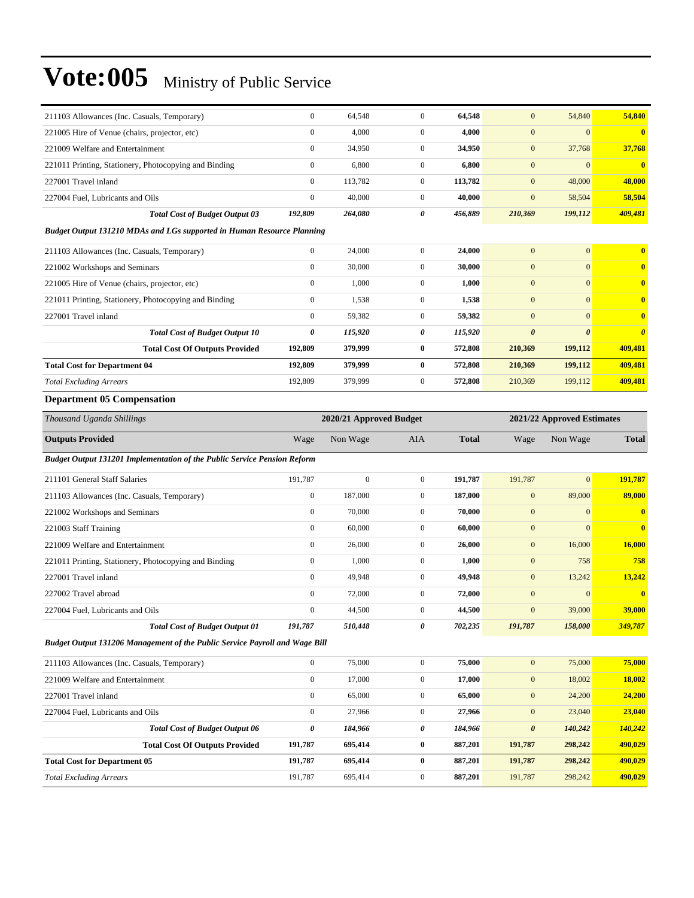# Vote:005 Ministry of Public Service

| | | | | | | | |
|---|---|---|---|---|---|---|---|
| 211103 Allowances (Inc. Casuals, Temporary) | 0 | 64,548 | 0 | **64,548** | 0 | 54,840 | **54,840** |
| 221005 Hire of Venue (chairs, projector, etc) | 0 | 4,000 | 0 | **4,000** | 0 | 0 | **0** |
| 221009 Welfare and Entertainment | 0 | 34,950 | 0 | **34,950** | 0 | 37,768 | **37,768** |
| 221011 Printing, Stationery, Photocopying and Binding | 0 | 6,800 | 0 | **6,800** | 0 | 0 | **0** |
| 227001 Travel inland | 0 | 113,782 | 0 | **113,782** | 0 | 48,000 | **48,000** |
| 227004 Fuel, Lubricants and Oils | 0 | 40,000 | 0 | **40,000** | 0 | 58,504 | **58,504** |
| ***Total Cost of Budget Output 03*** | ***192,809*** | ***264,080*** | ***0*** | ***456,889*** | ***210,369*** | ***199,112*** | ***409,481*** |
| ***Budget Output 131210 MDAs and LGs supported in Human Resource Planning*** | | | | | | | |
| 211103 Allowances (Inc. Casuals, Temporary) | 0 | 24,000 | 0 | **24,000** | 0 | 0 | **0** |
| 221002 Workshops and Seminars | 0 | 30,000 | 0 | **30,000** | 0 | 0 | **0** |
| 221005 Hire of Venue (chairs, projector, etc) | 0 | 1,000 | 0 | **1,000** | 0 | 0 | **0** |
| 221011 Printing, Stationery, Photocopying and Binding | 0 | 1,538 | 0 | **1,538** | 0 | 0 | **0** |
| 227001 Travel inland | 0 | 59,382 | 0 | **59,382** | 0 | 0 | **0** |
| ***Total Cost of Budget Output 10*** | ***0*** | ***115,920*** | ***0*** | ***115,920*** | ***0*** | ***0*** | ***0*** |
| **Total Cost Of Outputs Provided** | **192,809** | **379,999** | **0** | **572,808** | **210,369** | **199,112** | **409,481** |
| **Total Cost for Department 04** | **192,809** | **379,999** | **0** | **572,808** | **210,369** | **199,112** | **409,481** |
| *Total Excluding Arrears* | 192,809 | 379,999 | 0 | **572,808** | 210,369 | 199,112 | **409,481** |

### Department 05 Compensation

| *Thousand Uganda Shillings* | 2020/21 Approved Budget | | | | 2021/22 Approved Estimates | | |
|---|---|---|---|---|---|---|---|
| **Outputs Provided** | Wage | Non Wage | AIA | **Total** | Wage | Non Wage | **Total** |
| ***Budget Output 131201 Implementation of the Public Service Pension Reform*** | | | | | | | |
| 211101 General Staff Salaries | 191,787 | 0 | 0 | **191,787** | 191,787 | 0 | **191,787** |
| 211103 Allowances (Inc. Casuals, Temporary) | 0 | 187,000 | 0 | **187,000** | 0 | 89,000 | **89,000** |
| 221002 Workshops and Seminars | 0 | 70,000 | 0 | **70,000** | 0 | 0 | **0** |
| 221003 Staff Training | 0 | 60,000 | 0 | **60,000** | 0 | 0 | **0** |
| 221009 Welfare and Entertainment | 0 | 26,000 | 0 | **26,000** | 0 | 16,000 | **16,000** |
| 221011 Printing, Stationery, Photocopying and Binding | 0 | 1,000 | 0 | **1,000** | 0 | 758 | **758** |
| 227001 Travel inland | 0 | 49,948 | 0 | **49,948** | 0 | 13,242 | **13,242** |
| 227002 Travel abroad | 0 | 72,000 | 0 | **72,000** | 0 | 0 | **0** |
| 227004 Fuel, Lubricants and Oils | 0 | 44,500 | 0 | **44,500** | 0 | 39,000 | **39,000** |
| ***Total Cost of Budget Output 01*** | ***191,787*** | ***510,448*** | ***0*** | ***702,235*** | ***191,787*** | ***158,000*** | ***349,787*** |
| ***Budget Output 131206 Management of the Public Service Payroll and Wage Bill*** | | | | | | | |
| 211103 Allowances (Inc. Casuals, Temporary) | 0 | 75,000 | 0 | **75,000** | 0 | 75,000 | **75,000** |
| 221009 Welfare and Entertainment | 0 | 17,000 | 0 | **17,000** | 0 | 18,002 | **18,002** |
| 227001 Travel inland | 0 | 65,000 | 0 | **65,000** | 0 | 24,200 | **24,200** |
| 227004 Fuel, Lubricants and Oils | 0 | 27,966 | 0 | **27,966** | 0 | 23,040 | **23,040** |
| ***Total Cost of Budget Output 06*** | ***0*** | ***184,966*** | ***0*** | ***184,966*** | ***0*** | ***140,242*** | ***140,242*** |
| **Total Cost Of Outputs Provided** | **191,787** | **695,414** | **0** | **887,201** | **191,787** | **298,242** | **490,029** |
| **Total Cost for Department 05** | **191,787** | **695,414** | **0** | **887,201** | **191,787** | **298,242** | **490,029** |
| *Total Excluding Arrears* | 191,787 | 695,414 | 0 | **887,201** | 191,787 | 298,242 | **490,029** |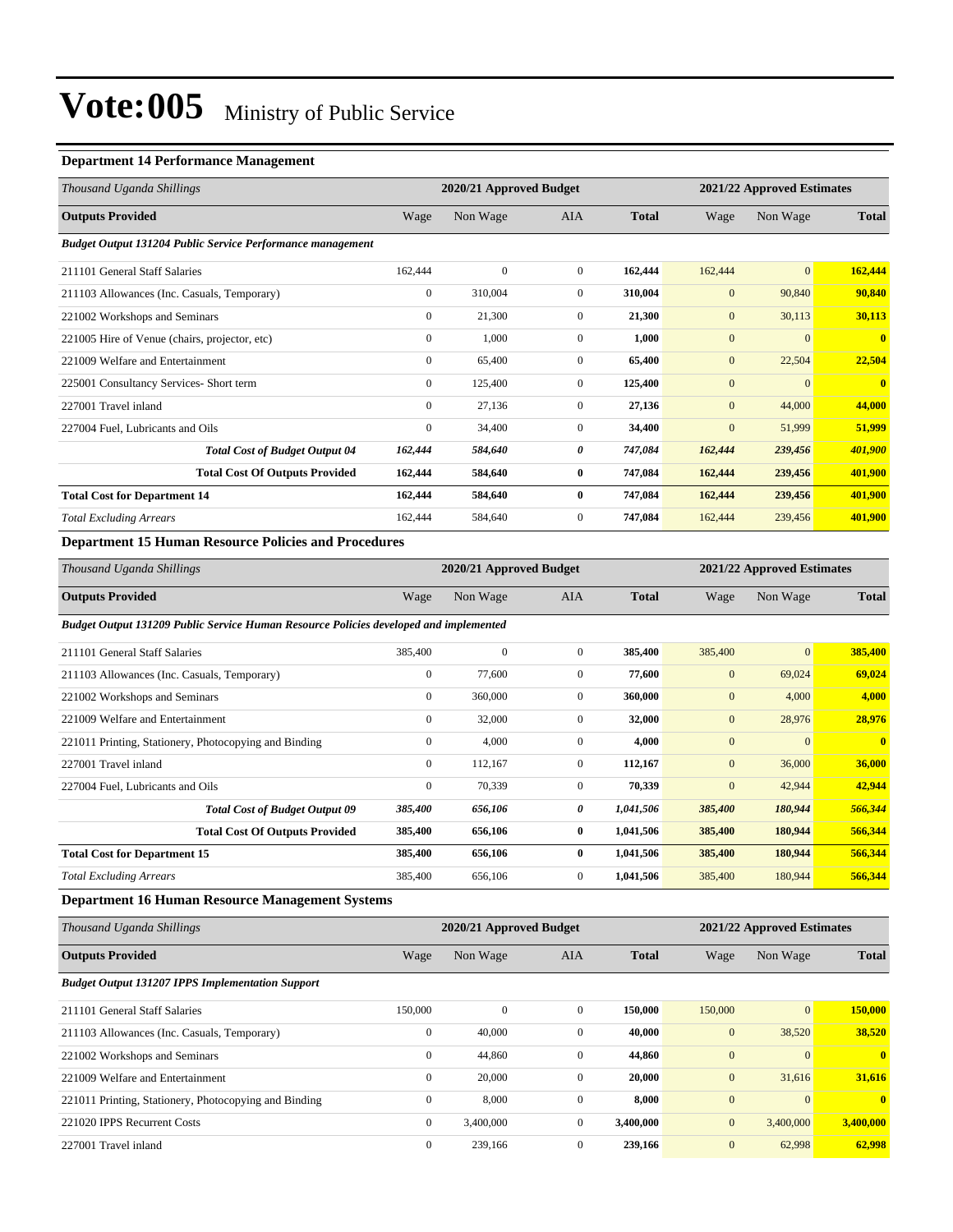# Vote:005 Ministry of Public Service

### Department 14 Performance Management

| *Thousand Uganda Shillings* | 2020/21 Approved Budget | | | | 2021/22 Approved Estimates | | |
|---|---|---|---|---|---|---|---|
| **Outputs Provided** | Wage | Non Wage | AIA | **Total** | Wage | Non Wage | **Total** |
| ***Budget Output 131204 Public Service Performance management*** | | | | | | | |
| 211101 General Staff Salaries | 162,444 | 0 | 0 | **162,444** | 162,444 | 0 | **162,444** |
| 211103 Allowances (Inc. Casuals, Temporary) | 0 | 310,004 | 0 | **310,004** | 0 | 90,840 | **90,840** |
| 221002 Workshops and Seminars | 0 | 21,300 | 0 | **21,300** | 0 | 30,113 | **30,113** |
| 221005 Hire of Venue (chairs, projector, etc) | 0 | 1,000 | 0 | **1,000** | 0 | 0 | **0** |
| 221009 Welfare and Entertainment | 0 | 65,400 | 0 | **65,400** | 0 | 22,504 | **22,504** |
| 225001 Consultancy Services- Short term | 0 | 125,400 | 0 | **125,400** | 0 | 0 | **0** |
| 227001 Travel inland | 0 | 27,136 | 0 | **27,136** | 0 | 44,000 | **44,000** |
| 227004 Fuel, Lubricants and Oils | 0 | 34,400 | 0 | **34,400** | 0 | 51,999 | **51,999** |
| ***Total Cost of Budget Output 04*** | ***162,444*** | ***584,640*** | ***0*** | ***747,084*** | ***162,444*** | ***239,456*** | ***401,900*** |
| **Total Cost Of Outputs Provided** | **162,444** | **584,640** | **0** | **747,084** | **162,444** | **239,456** | **401,900** |
| **Total Cost for Department 14** | **162,444** | **584,640** | **0** | **747,084** | **162,444** | **239,456** | **401,900** |
| *Total Excluding Arrears* | 162,444 | 584,640 | 0 | **747,084** | 162,444 | 239,456 | **401,900** |

### Department 15 Human Resource Policies and Procedures

| *Thousand Uganda Shillings* | 2020/21 Approved Budget | | | | 2021/22 Approved Estimates | | |
|---|---|---|---|---|---|---|---|
| **Outputs Provided** | Wage | Non Wage | AIA | **Total** | Wage | Non Wage | **Total** |
| ***Budget Output 131209 Public Service Human Resource Policies developed and implemented*** | | | | | | | |
| 211101 General Staff Salaries | 385,400 | 0 | 0 | **385,400** | 385,400 | 0 | **385,400** |
| 211103 Allowances (Inc. Casuals, Temporary) | 0 | 77,600 | 0 | **77,600** | 0 | 69,024 | **69,024** |
| 221002 Workshops and Seminars | 0 | 360,000 | 0 | **360,000** | 0 | 4,000 | **4,000** |
| 221009 Welfare and Entertainment | 0 | 32,000 | 0 | **32,000** | 0 | 28,976 | **28,976** |
| 221011 Printing, Stationery, Photocopying and Binding | 0 | 4,000 | 0 | **4,000** | 0 | 0 | **0** |
| 227001 Travel inland | 0 | 112,167 | 0 | **112,167** | 0 | 36,000 | **36,000** |
| 227004 Fuel, Lubricants and Oils | 0 | 70,339 | 0 | **70,339** | 0 | 42,944 | **42,944** |
| ***Total Cost of Budget Output 09*** | ***385,400*** | ***656,106*** | ***0*** | ***1,041,506*** | ***385,400*** | ***180,944*** | ***566,344*** |
| **Total Cost Of Outputs Provided** | **385,400** | **656,106** | **0** | **1,041,506** | **385,400** | **180,944** | **566,344** |
| **Total Cost for Department 15** | **385,400** | **656,106** | **0** | **1,041,506** | **385,400** | **180,944** | **566,344** |
| *Total Excluding Arrears* | 385,400 | 656,106 | 0 | **1,041,506** | 385,400 | 180,944 | **566,344** |

### Department 16 Human Resource Management Systems

| *Thousand Uganda Shillings* | 2020/21 Approved Budget | | | | 2021/22 Approved Estimates | | |
|---|---|---|---|---|---|---|---|
| **Outputs Provided** | Wage | Non Wage | AIA | **Total** | Wage | Non Wage | **Total** |
| ***Budget Output 131207 IPPS Implementation Support*** | | | | | | | |
| 211101 General Staff Salaries | 150,000 | 0 | 0 | **150,000** | 150,000 | 0 | **150,000** |
| 211103 Allowances (Inc. Casuals, Temporary) | 0 | 40,000 | 0 | **40,000** | 0 | 38,520 | **38,520** |
| 221002 Workshops and Seminars | 0 | 44,860 | 0 | **44,860** | 0 | 0 | **0** |
| 221009 Welfare and Entertainment | 0 | 20,000 | 0 | **20,000** | 0 | 31,616 | **31,616** |
| 221011 Printing, Stationery, Photocopying and Binding | 0 | 8,000 | 0 | **8,000** | 0 | 0 | **0** |
| 221020 IPPS Recurrent Costs | 0 | 3,400,000 | 0 | **3,400,000** | 0 | 3,400,000 | **3,400,000** |
| 227001 Travel inland | 0 | 239,166 | 0 | **239,166** | 0 | 62,998 | **62,998** |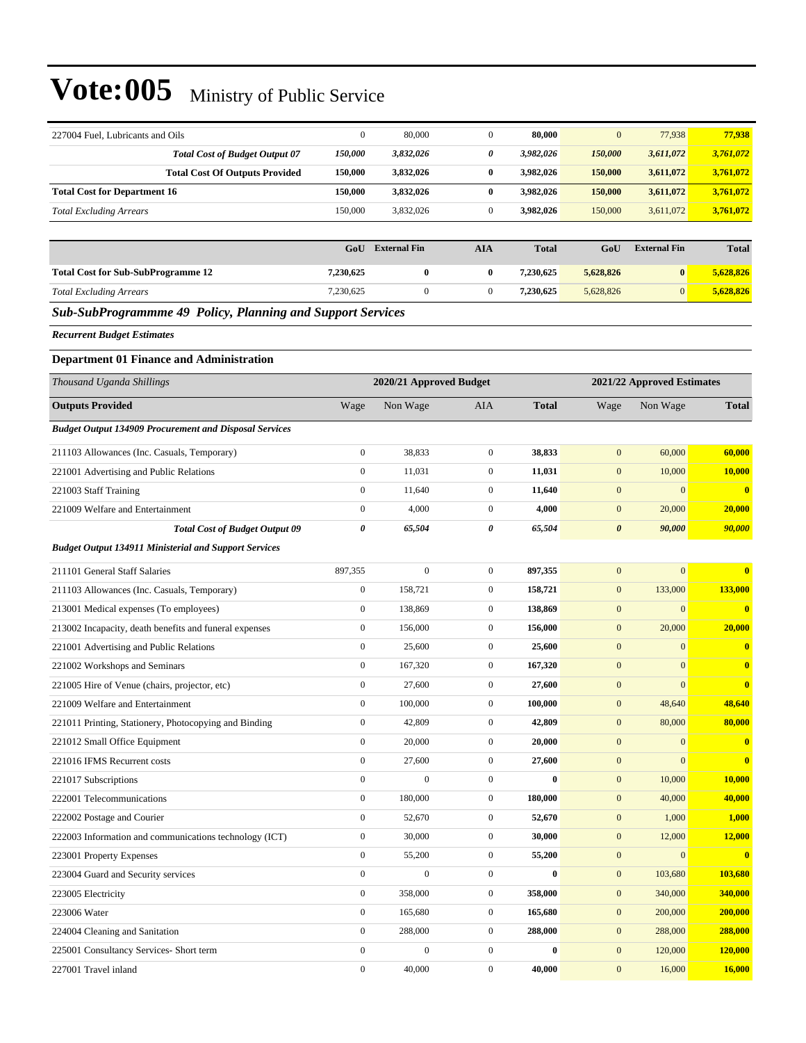# Vote:005 Ministry of Public Service

| | | | | | | | |
|---|---|---|---|---|---|---|---|
| 227004 Fuel, Lubricants and Oils | 0 | 80,000 | 0 | **80,000** | 0 | 77,938 | **77,938** |
| ***Total Cost of Budget Output 07*** | ***150,000*** | ***3,832,026*** | ***0*** | ***3,982,026*** | ***150,000*** | ***3,611,072*** | ***3,761,072*** |
| **Total Cost Of Outputs Provided** | **150,000** | **3,832,026** | **0** | **3,982,026** | **150,000** | **3,611,072** | **3,761,072** |
| **Total Cost for Department 16** | **150,000** | **3,832,026** | **0** | **3,982,026** | **150,000** | **3,611,072** | **3,761,072** |
| *Total Excluding Arrears* | 150,000 | 3,832,026 | 0 | **3,982,026** | 150,000 | 3,611,072 | **3,761,072** |

| | GoU | External Fin | AIA | Total | GoU | External Fin | Total |
|---|---|---|---|---|---|---|---|
| **Total Cost for Sub-SubProgramme 12** | **7,230,625** | **0** | **0** | **7,230,625** | **5,628,826** | **0** | **5,628,826** |
| *Total Excluding Arrears* | 7,230,625 | 0 | 0 | **7,230,625** | 5,628,826 | 0 | **5,628,826** |

## *Sub-SubProgrammme 49 Policy, Planning and Support Services*

***Recurrent Budget Estimates***

### Department 01 Finance and Administration

| *Thousand Uganda Shillings* | 2020/21 Approved Budget | | | | 2021/22 Approved Estimates | | |
|---|---|---|---|---|---|---|---|
| **Outputs Provided** | Wage | Non Wage | AIA | **Total** | Wage | Non Wage | **Total** |
| ***Budget Output 134909 Procurement and Disposal Services*** | | | | | | | |
| 211103 Allowances (Inc. Casuals, Temporary) | 0 | 38,833 | 0 | **38,833** | 0 | 60,000 | **60,000** |
| 221001 Advertising and Public Relations | 0 | 11,031 | 0 | **11,031** | 0 | 10,000 | **10,000** |
| 221003 Staff Training | 0 | 11,640 | 0 | **11,640** | 0 | 0 | **0** |
| 221009 Welfare and Entertainment | 0 | 4,000 | 0 | **4,000** | 0 | 20,000 | **20,000** |
| ***Total Cost of Budget Output 09*** | ***0*** | ***65,504*** | ***0*** | ***65,504*** | ***0*** | ***90,000*** | ***90,000*** |
| ***Budget Output 134911 Ministerial and Support Services*** | | | | | | | |
| 211101 General Staff Salaries | 897,355 | 0 | 0 | **897,355** | 0 | 0 | **0** |
| 211103 Allowances (Inc. Casuals, Temporary) | 0 | 158,721 | 0 | **158,721** | 0 | 133,000 | **133,000** |
| 213001 Medical expenses (To employees) | 0 | 138,869 | 0 | **138,869** | 0 | 0 | **0** |
| 213002 Incapacity, death benefits and funeral expenses | 0 | 156,000 | 0 | **156,000** | 0 | 20,000 | **20,000** |
| 221001 Advertising and Public Relations | 0 | 25,600 | 0 | **25,600** | 0 | 0 | **0** |
| 221002 Workshops and Seminars | 0 | 167,320 | 0 | **167,320** | 0 | 0 | **0** |
| 221005 Hire of Venue (chairs, projector, etc) | 0 | 27,600 | 0 | **27,600** | 0 | 0 | **0** |
| 221009 Welfare and Entertainment | 0 | 100,000 | 0 | **100,000** | 0 | 48,640 | **48,640** |
| 221011 Printing, Stationery, Photocopying and Binding | 0 | 42,809 | 0 | **42,809** | 0 | 80,000 | **80,000** |
| 221012 Small Office Equipment | 0 | 20,000 | 0 | **20,000** | 0 | 0 | **0** |
| 221016 IFMS Recurrent costs | 0 | 27,600 | 0 | **27,600** | 0 | 0 | **0** |
| 221017 Subscriptions | 0 | 0 | 0 | **0** | 0 | 10,000 | **10,000** |
| 222001 Telecommunications | 0 | 180,000 | 0 | **180,000** | 0 | 40,000 | **40,000** |
| 222002 Postage and Courier | 0 | 52,670 | 0 | **52,670** | 0 | 1,000 | **1,000** |
| 222003 Information and communications technology (ICT) | 0 | 30,000 | 0 | **30,000** | 0 | 12,000 | **12,000** |
| 223001 Property Expenses | 0 | 55,200 | 0 | **55,200** | 0 | 0 | **0** |
| 223004 Guard and Security services | 0 | 0 | 0 | **0** | 0 | 103,680 | **103,680** |
| 223005 Electricity | 0 | 358,000 | 0 | **358,000** | 0 | 340,000 | **340,000** |
| 223006 Water | 0 | 165,680 | 0 | **165,680** | 0 | 200,000 | **200,000** |
| 224004 Cleaning and Sanitation | 0 | 288,000 | 0 | **288,000** | 0 | 288,000 | **288,000** |
| 225001 Consultancy Services- Short term | 0 | 0 | 0 | **0** | 0 | 120,000 | **120,000** |
| 227001 Travel inland | 0 | 40,000 | 0 | **40,000** | 0 | 16,000 | **16,000** |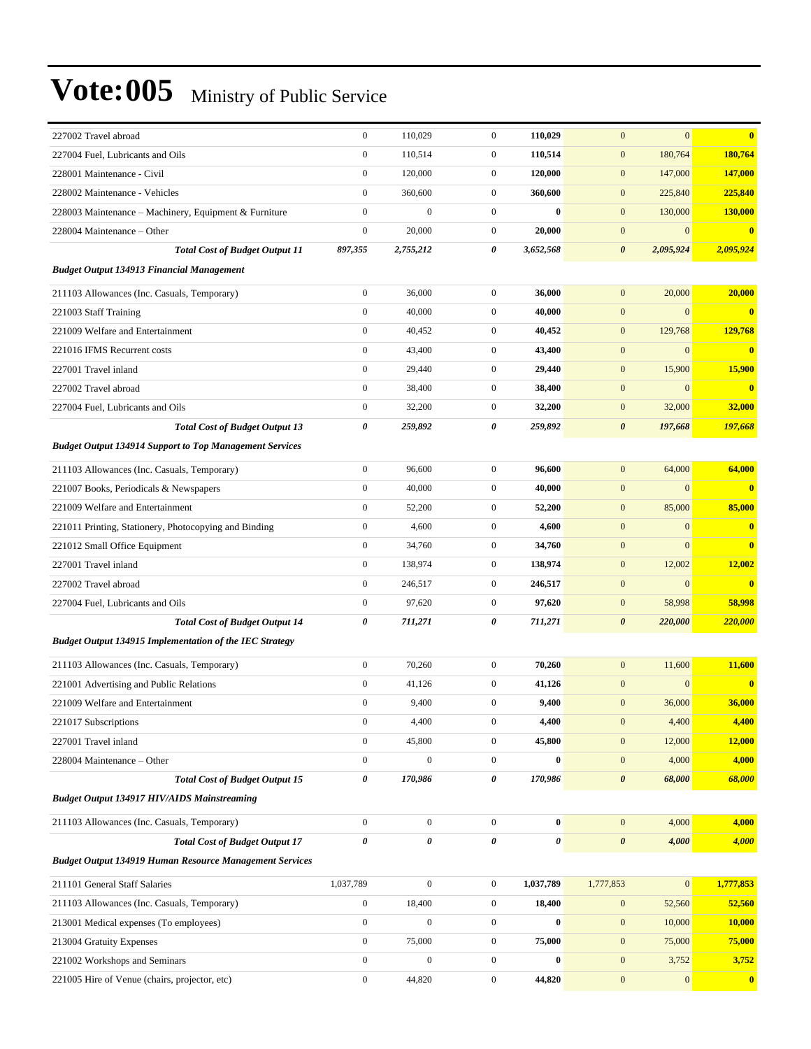# Vote:005 Ministry of Public Service

| | | | | | | | |
|---|---|---|---|---|---|---|---|
| 227002 Travel abroad | 0 | 110,029 | 0 | **110,029** | 0 | 0 | **0** |
| 227004 Fuel, Lubricants and Oils | 0 | 110,514 | 0 | **110,514** | 0 | 180,764 | **180,764** |
| 228001 Maintenance - Civil | 0 | 120,000 | 0 | **120,000** | 0 | 147,000 | **147,000** |
| 228002 Maintenance - Vehicles | 0 | 360,600 | 0 | **360,600** | 0 | 225,840 | **225,840** |
| 228003 Maintenance – Machinery, Equipment & Furniture | 0 | 0 | 0 | **0** | 0 | 130,000 | **130,000** |
| 228004 Maintenance – Other | 0 | 20,000 | 0 | **20,000** | 0 | 0 | **0** |
| ***Total Cost of Budget Output 11*** | ***897,355*** | ***2,755,212*** | ***0*** | ***3,652,568*** | ***0*** | ***2,095,924*** | ***2,095,924*** |
| ***Budget Output 134913 Financial Management*** | | | | | | | |
| 211103 Allowances (Inc. Casuals, Temporary) | 0 | 36,000 | 0 | **36,000** | 0 | 20,000 | **20,000** |
| 221003 Staff Training | 0 | 40,000 | 0 | **40,000** | 0 | 0 | **0** |
| 221009 Welfare and Entertainment | 0 | 40,452 | 0 | **40,452** | 0 | 129,768 | **129,768** |
| 221016 IFMS Recurrent costs | 0 | 43,400 | 0 | **43,400** | 0 | 0 | **0** |
| 227001 Travel inland | 0 | 29,440 | 0 | **29,440** | 0 | 15,900 | **15,900** |
| 227002 Travel abroad | 0 | 38,400 | 0 | **38,400** | 0 | 0 | **0** |
| 227004 Fuel, Lubricants and Oils | 0 | 32,200 | 0 | **32,200** | 0 | 32,000 | **32,000** |
| ***Total Cost of Budget Output 13*** | ***0*** | ***259,892*** | ***0*** | ***259,892*** | ***0*** | ***197,668*** | ***197,668*** |
| ***Budget Output 134914 Support to Top Management Services*** | | | | | | | |
| 211103 Allowances (Inc. Casuals, Temporary) | 0 | 96,600 | 0 | **96,600** | 0 | 64,000 | **64,000** |
| 221007 Books, Periodicals & Newspapers | 0 | 40,000 | 0 | **40,000** | 0 | 0 | **0** |
| 221009 Welfare and Entertainment | 0 | 52,200 | 0 | **52,200** | 0 | 85,000 | **85,000** |
| 221011 Printing, Stationery, Photocopying and Binding | 0 | 4,600 | 0 | **4,600** | 0 | 0 | **0** |
| 221012 Small Office Equipment | 0 | 34,760 | 0 | **34,760** | 0 | 0 | **0** |
| 227001 Travel inland | 0 | 138,974 | 0 | **138,974** | 0 | 12,002 | **12,002** |
| 227002 Travel abroad | 0 | 246,517 | 0 | **246,517** | 0 | 0 | **0** |
| 227004 Fuel, Lubricants and Oils | 0 | 97,620 | 0 | **97,620** | 0 | 58,998 | **58,998** |
| ***Total Cost of Budget Output 14*** | ***0*** | ***711,271*** | ***0*** | ***711,271*** | ***0*** | ***220,000*** | ***220,000*** |
| ***Budget Output 134915 Implementation of the IEC Strategy*** | | | | | | | |
| 211103 Allowances (Inc. Casuals, Temporary) | 0 | 70,260 | 0 | **70,260** | 0 | 11,600 | **11,600** |
| 221001 Advertising and Public Relations | 0 | 41,126 | 0 | **41,126** | 0 | 0 | **0** |
| 221009 Welfare and Entertainment | 0 | 9,400 | 0 | **9,400** | 0 | 36,000 | **36,000** |
| 221017 Subscriptions | 0 | 4,400 | 0 | **4,400** | 0 | 4,400 | **4,400** |
| 227001 Travel inland | 0 | 45,800 | 0 | **45,800** | 0 | 12,000 | **12,000** |
| 228004 Maintenance – Other | 0 | 0 | 0 | **0** | 0 | 4,000 | **4,000** |
| ***Total Cost of Budget Output 15*** | ***0*** | ***170,986*** | ***0*** | ***170,986*** | ***0*** | ***68,000*** | ***68,000*** |
| ***Budget Output 134917 HIV/AIDS Mainstreaming*** | | | | | | | |
| 211103 Allowances (Inc. Casuals, Temporary) | 0 | 0 | 0 | **0** | 0 | 4,000 | **4,000** |
| ***Total Cost of Budget Output 17*** | ***0*** | ***0*** | ***0*** | ***0*** | ***0*** | ***4,000*** | ***4,000*** |
| ***Budget Output 134919 Human Resource Management Services*** | | | | | | | |
| 211101 General Staff Salaries | 1,037,789 | 0 | 0 | **1,037,789** | 1,777,853 | 0 | **1,777,853** |
| 211103 Allowances (Inc. Casuals, Temporary) | 0 | 18,400 | 0 | **18,400** | 0 | 52,560 | **52,560** |
| 213001 Medical expenses (To employees) | 0 | 0 | 0 | **0** | 0 | 10,000 | **10,000** |
| 213004 Gratuity Expenses | 0 | 75,000 | 0 | **75,000** | 0 | 75,000 | **75,000** |
| 221002 Workshops and Seminars | 0 | 0 | 0 | **0** | 0 | 3,752 | **3,752** |
| 221005 Hire of Venue (chairs, projector, etc) | 0 | 44,820 | 0 | **44,820** | 0 | 0 | **0** |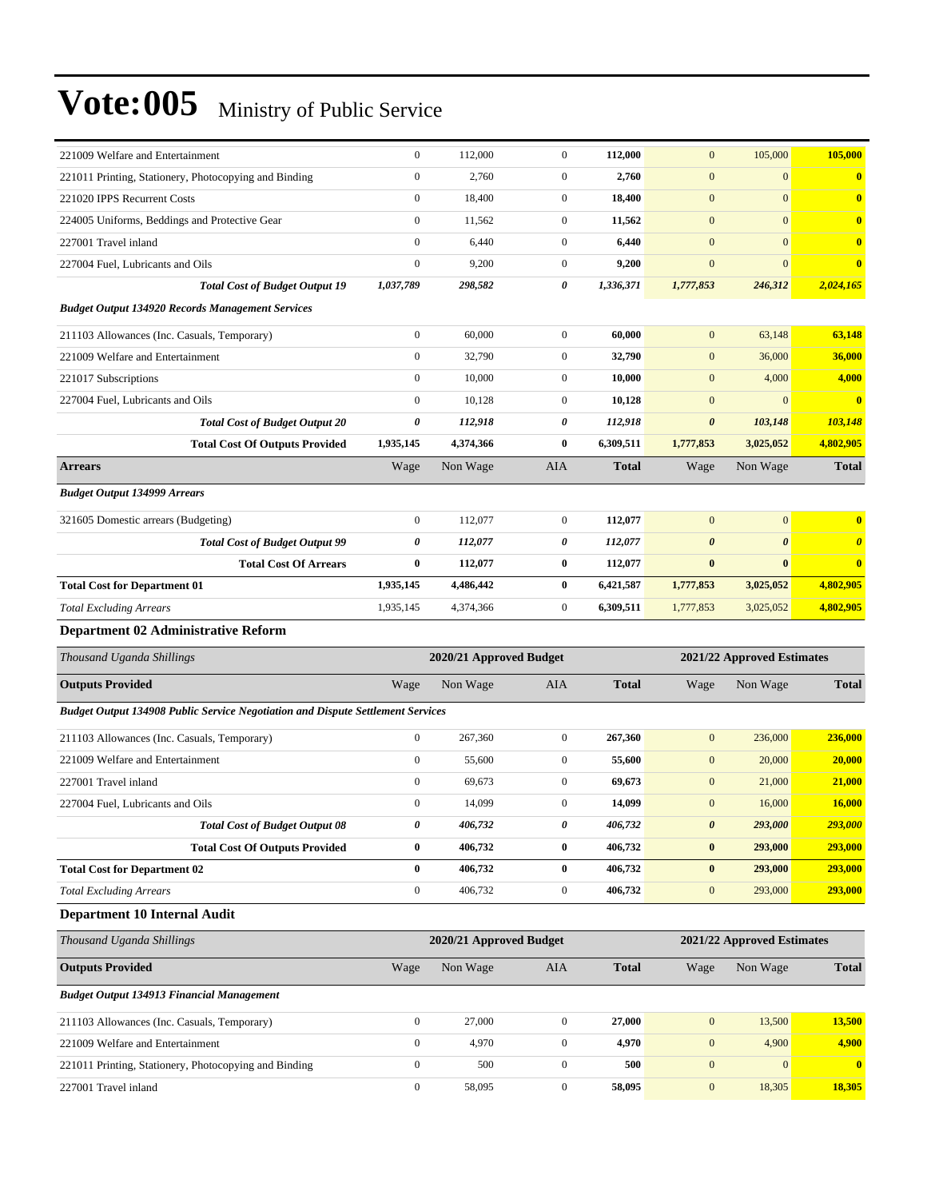# Vote:005 Ministry of Public Service

| | | | | | | | |
|---|---|---|---|---|---|---|---|
| 221009 Welfare and Entertainment | 0 | 112,000 | 0 | **112,000** | 0 | 105,000 | **105,000** |
| 221011 Printing, Stationery, Photocopying and Binding | 0 | 2,760 | 0 | **2,760** | 0 | 0 | **0** |
| 221020 IPPS Recurrent Costs | 0 | 18,400 | 0 | **18,400** | 0 | 0 | **0** |
| 224005 Uniforms, Beddings and Protective Gear | 0 | 11,562 | 0 | **11,562** | 0 | 0 | **0** |
| 227001 Travel inland | 0 | 6,440 | 0 | **6,440** | 0 | 0 | **0** |
| 227004 Fuel, Lubricants and Oils | 0 | 9,200 | 0 | **9,200** | 0 | 0 | **0** |
| ***Total Cost of Budget Output 19*** | ***1,037,789*** | ***298,582*** | ***0*** | ***1,336,371*** | ***1,777,853*** | ***246,312*** | ***2,024,165*** |
| ***Budget Output 134920 Records Management Services*** | | | | | | | |
| 211103 Allowances (Inc. Casuals, Temporary) | 0 | 60,000 | 0 | **60,000** | 0 | 63,148 | **63,148** |
| 221009 Welfare and Entertainment | 0 | 32,790 | 0 | **32,790** | 0 | 36,000 | **36,000** |
| 221017 Subscriptions | 0 | 10,000 | 0 | **10,000** | 0 | 4,000 | **4,000** |
| 227004 Fuel, Lubricants and Oils | 0 | 10,128 | 0 | **10,128** | 0 | 0 | **0** |
| ***Total Cost of Budget Output 20*** | ***0*** | ***112,918*** | ***0*** | ***112,918*** | ***0*** | ***103,148*** | ***103,148*** |
| **Total Cost Of Outputs Provided** | **1,935,145** | **4,374,366** | **0** | **6,309,511** | **1,777,853** | **3,025,052** | **4,802,905** |
| **Arrears** | Wage | Non Wage | AIA | **Total** | Wage | Non Wage | **Total** |
| ***Budget Output 134999 Arrears*** | | | | | | | |
| 321605 Domestic arrears (Budgeting) | 0 | 112,077 | 0 | **112,077** | 0 | 0 | **0** |
| ***Total Cost of Budget Output 99*** | ***0*** | ***112,077*** | ***0*** | ***112,077*** | ***0*** | ***0*** | ***0*** |
| **Total Cost Of Arrears** | **0** | **112,077** | **0** | **112,077** | **0** | **0** | **0** |
| **Total Cost for Department 01** | **1,935,145** | **4,486,442** | **0** | **6,421,587** | **1,777,853** | **3,025,052** | **4,802,905** |
| *Total Excluding Arrears* | 1,935,145 | 4,374,366 | 0 | **6,309,511** | 1,777,853 | 3,025,052 | **4,802,905** |

### Department 02 Administrative Reform

| *Thousand Uganda Shillings* | **2020/21 Approved Budget** | | | | **2021/22 Approved Estimates** | | |
|---|---|---|---|---|---|---|---|
| **Outputs Provided** | Wage | Non Wage | AIA | **Total** | Wage | Non Wage | **Total** |
| ***Budget Output 134908 Public Service Negotiation and Dispute Settlement Services*** | | | | | | | |
| 211103 Allowances (Inc. Casuals, Temporary) | 0 | 267,360 | 0 | **267,360** | 0 | 236,000 | **236,000** |
| 221009 Welfare and Entertainment | 0 | 55,600 | 0 | **55,600** | 0 | 20,000 | **20,000** |
| 227001 Travel inland | 0 | 69,673 | 0 | **69,673** | 0 | 21,000 | **21,000** |
| 227004 Fuel, Lubricants and Oils | 0 | 14,099 | 0 | **14,099** | 0 | 16,000 | **16,000** |
| ***Total Cost of Budget Output 08*** | ***0*** | ***406,732*** | ***0*** | ***406,732*** | ***0*** | ***293,000*** | ***293,000*** |
| **Total Cost Of Outputs Provided** | **0** | **406,732** | **0** | **406,732** | **0** | **293,000** | **293,000** |
| **Total Cost for Department 02** | **0** | **406,732** | **0** | **406,732** | **0** | **293,000** | **293,000** |
| *Total Excluding Arrears* | 0 | 406,732 | 0 | **406,732** | 0 | 293,000 | **293,000** |

### Department 10 Internal Audit

| *Thousand Uganda Shillings* | **2020/21 Approved Budget** | | | | **2021/22 Approved Estimates** | | |
|---|---|---|---|---|---|---|---|
| **Outputs Provided** | Wage | Non Wage | AIA | **Total** | Wage | Non Wage | **Total** |
| ***Budget Output 134913 Financial Management*** | | | | | | | |
| 211103 Allowances (Inc. Casuals, Temporary) | 0 | 27,000 | 0 | **27,000** | 0 | 13,500 | **13,500** |
| 221009 Welfare and Entertainment | 0 | 4,970 | 0 | **4,970** | 0 | 4,900 | **4,900** |
| 221011 Printing, Stationery, Photocopying and Binding | 0 | 500 | 0 | **500** | 0 | 0 | **0** |
| 227001 Travel inland | 0 | 58,095 | 0 | **58,095** | 0 | 18,305 | **18,305** |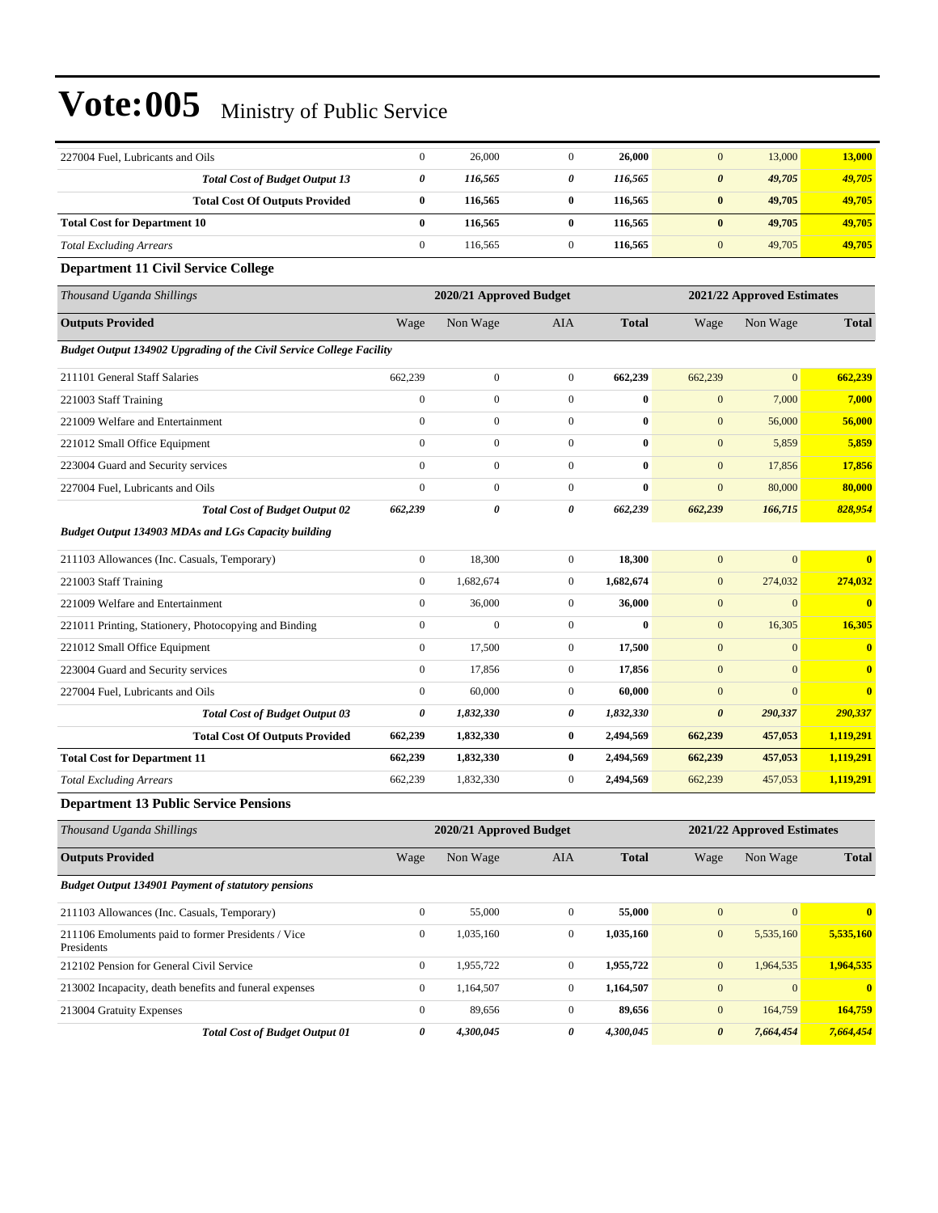# Vote:005 Ministry of Public Service

| | | | | | | | |
|---|---|---|---|---|---|---|---|
| 227004 Fuel, Lubricants and Oils | 0 | 26,000 | 0 | **26,000** | 0 | 13,000 | **13,000** |
| ***Total Cost of Budget Output 13*** | ***0*** | ***116,565*** | ***0*** | ***116,565*** | ***0*** | ***49,705*** | ***49,705*** |
| **Total Cost Of Outputs Provided** | **0** | **116,565** | **0** | **116,565** | **0** | **49,705** | **49,705** |
| **Total Cost for Department 10** | **0** | **116,565** | **0** | **116,565** | **0** | **49,705** | **49,705** |
| *Total Excluding Arrears* | 0 | 116,565 | 0 | **116,565** | 0 | 49,705 | **49,705** |

### Department 11 Civil Service College

| *Thousand Uganda Shillings* | 2020/21 Approved Budget | | | | 2021/22 Approved Estimates | | |
|---|---|---|---|---|---|---|---|
| **Outputs Provided** | Wage | Non Wage | AIA | **Total** | Wage | Non Wage | **Total** |
| ***Budget Output 134902 Upgrading of the Civil Service College Facility*** | | | | | | | |
| 211101 General Staff Salaries | 662,239 | 0 | 0 | **662,239** | 662,239 | 0 | **662,239** |
| 221003 Staff Training | 0 | 0 | 0 | **0** | 0 | 7,000 | **7,000** |
| 221009 Welfare and Entertainment | 0 | 0 | 0 | **0** | 0 | 56,000 | **56,000** |
| 221012 Small Office Equipment | 0 | 0 | 0 | **0** | 0 | 5,859 | **5,859** |
| 223004 Guard and Security services | 0 | 0 | 0 | **0** | 0 | 17,856 | **17,856** |
| 227004 Fuel, Lubricants and Oils | 0 | 0 | 0 | **0** | 0 | 80,000 | **80,000** |
| ***Total Cost of Budget Output 02*** | ***662,239*** | ***0*** | ***0*** | ***662,239*** | ***662,239*** | ***166,715*** | ***828,954*** |
| ***Budget Output 134903 MDAs and LGs Capacity building*** | | | | | | | |
| 211103 Allowances (Inc. Casuals, Temporary) | 0 | 18,300 | 0 | **18,300** | 0 | 0 | **0** |
| 221003 Staff Training | 0 | 1,682,674 | 0 | **1,682,674** | 0 | 274,032 | **274,032** |
| 221009 Welfare and Entertainment | 0 | 36,000 | 0 | **36,000** | 0 | 0 | **0** |
| 221011 Printing, Stationery, Photocopying and Binding | 0 | 0 | 0 | **0** | 0 | 16,305 | **16,305** |
| 221012 Small Office Equipment | 0 | 17,500 | 0 | **17,500** | 0 | 0 | **0** |
| 223004 Guard and Security services | 0 | 17,856 | 0 | **17,856** | 0 | 0 | **0** |
| 227004 Fuel, Lubricants and Oils | 0 | 60,000 | 0 | **60,000** | 0 | 0 | **0** |
| ***Total Cost of Budget Output 03*** | ***0*** | ***1,832,330*** | ***0*** | ***1,832,330*** | ***0*** | ***290,337*** | ***290,337*** |
| **Total Cost Of Outputs Provided** | **662,239** | **1,832,330** | **0** | **2,494,569** | **662,239** | **457,053** | **1,119,291** |
| **Total Cost for Department 11** | **662,239** | **1,832,330** | **0** | **2,494,569** | **662,239** | **457,053** | **1,119,291** |
| *Total Excluding Arrears* | 662,239 | 1,832,330 | 0 | **2,494,569** | 662,239 | 457,053 | **1,119,291** |

### Department 13 Public Service Pensions

| *Thousand Uganda Shillings* | 2020/21 Approved Budget | | | | 2021/22 Approved Estimates | | |
|---|---|---|---|---|---|---|---|
| **Outputs Provided** | Wage | Non Wage | AIA | **Total** | Wage | Non Wage | **Total** |
| ***Budget Output 134901 Payment of statutory pensions*** | | | | | | | |
| 211103 Allowances (Inc. Casuals, Temporary) | 0 | 55,000 | 0 | **55,000** | 0 | 0 | **0** |
| 211106 Emoluments paid to former Presidents / Vice Presidents | 0 | 1,035,160 | 0 | **1,035,160** | 0 | 5,535,160 | **5,535,160** |
| 212102 Pension for General Civil Service | 0 | 1,955,722 | 0 | **1,955,722** | 0 | 1,964,535 | **1,964,535** |
| 213002 Incapacity, death benefits and funeral expenses | 0 | 1,164,507 | 0 | **1,164,507** | 0 | 0 | **0** |
| 213004 Gratuity Expenses | 0 | 89,656 | 0 | **89,656** | 0 | 164,759 | **164,759** |
| ***Total Cost of Budget Output 01*** | ***0*** | ***4,300,045*** | ***0*** | ***4,300,045*** | ***0*** | ***7,664,454*** | ***7,664,454*** |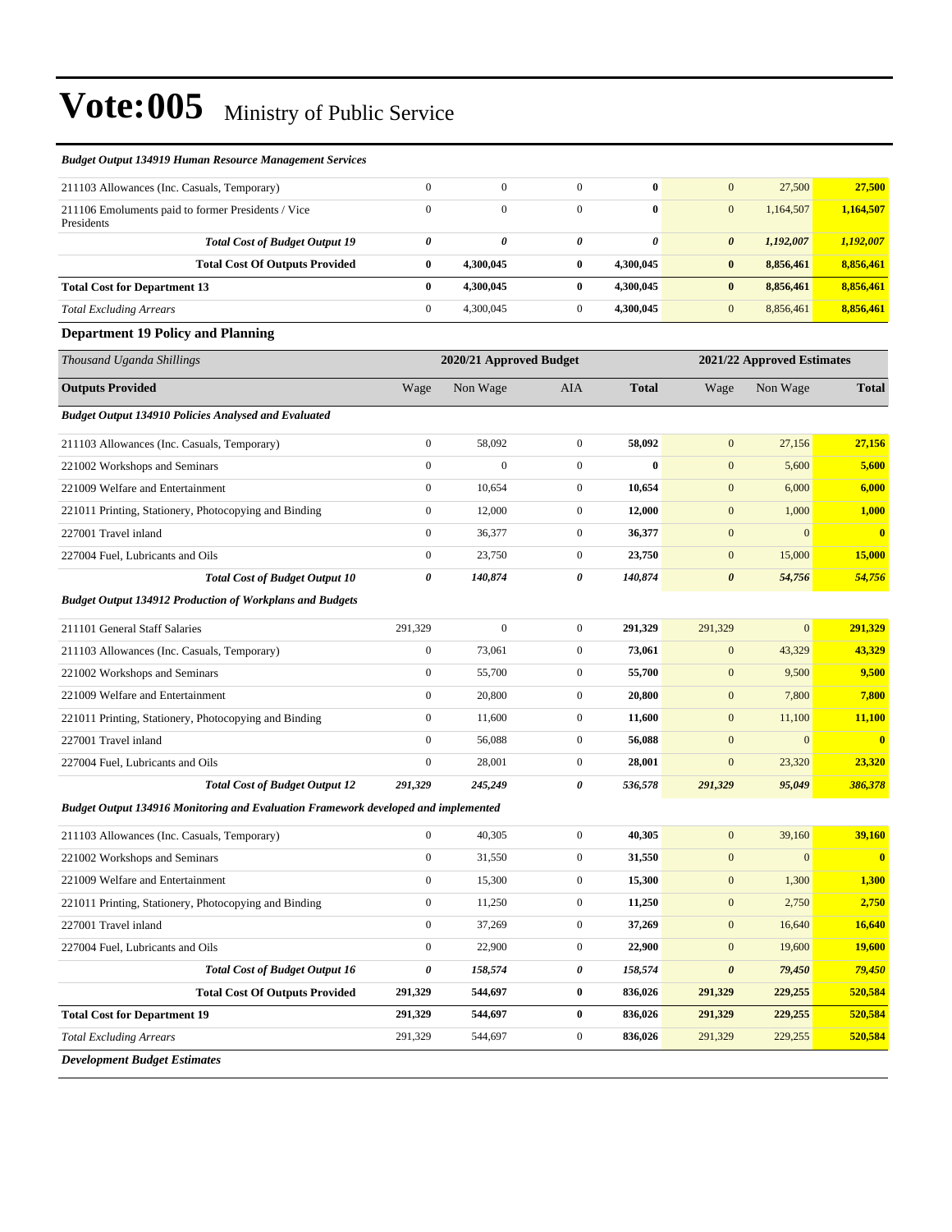# Vote:005 Ministry of Public Service

| | | | | | | | |
|---|---|---|---|---|---|---|---|
| ***Budget Output 134919 Human Resource Management Services*** | | | | | | | |
| 211103 Allowances (Inc. Casuals, Temporary) | 0 | 0 | 0 | **0** | 0 | 27,500 | **27,500** |
| 211106 Emoluments paid to former Presidents / Vice Presidents | 0 | 0 | 0 | **0** | 0 | 1,164,507 | **1,164,507** |
| ***Total Cost of Budget Output 19*** | ***0*** | ***0*** | ***0*** | ***0*** | ***0*** | ***1,192,007*** | ***1,192,007*** |
| **Total Cost Of Outputs Provided** | **0** | **4,300,045** | **0** | **4,300,045** | **0** | **8,856,461** | **8,856,461** |
| **Total Cost for Department 13** | **0** | **4,300,045** | **0** | **4,300,045** | **0** | **8,856,461** | **8,856,461** |
| *Total Excluding Arrears* | 0 | 4,300,045 | 0 | **4,300,045** | 0 | 8,856,461 | **8,856,461** |

**Department 19 Policy and Planning**

| *Thousand Uganda Shillings* | 2020/21 Approved Budget | | | | 2021/22 Approved Estimates | | |
|---|---|---|---|---|---|---|---|
| **Outputs Provided** | Wage | Non Wage | AIA | **Total** | Wage | Non Wage | **Total** |
| ***Budget Output 134910 Policies Analysed and Evaluated*** | | | | | | | |
| 211103 Allowances (Inc. Casuals, Temporary) | 0 | 58,092 | 0 | **58,092** | 0 | 27,156 | **27,156** |
| 221002 Workshops and Seminars | 0 | 0 | 0 | **0** | 0 | 5,600 | **5,600** |
| 221009 Welfare and Entertainment | 0 | 10,654 | 0 | **10,654** | 0 | 6,000 | **6,000** |
| 221011 Printing, Stationery, Photocopying and Binding | 0 | 12,000 | 0 | **12,000** | 0 | 1,000 | **1,000** |
| 227001 Travel inland | 0 | 36,377 | 0 | **36,377** | 0 | 0 | **0** |
| 227004 Fuel, Lubricants and Oils | 0 | 23,750 | 0 | **23,750** | 0 | 15,000 | **15,000** |
| ***Total Cost of Budget Output 10*** | ***0*** | ***140,874*** | ***0*** | ***140,874*** | ***0*** | ***54,756*** | ***54,756*** |
| ***Budget Output 134912 Production of Workplans and Budgets*** | | | | | | | |
| 211101 General Staff Salaries | 291,329 | 0 | 0 | **291,329** | 291,329 | 0 | **291,329** |
| 211103 Allowances (Inc. Casuals, Temporary) | 0 | 73,061 | 0 | **73,061** | 0 | 43,329 | **43,329** |
| 221002 Workshops and Seminars | 0 | 55,700 | 0 | **55,700** | 0 | 9,500 | **9,500** |
| 221009 Welfare and Entertainment | 0 | 20,800 | 0 | **20,800** | 0 | 7,800 | **7,800** |
| 221011 Printing, Stationery, Photocopying and Binding | 0 | 11,600 | 0 | **11,600** | 0 | 11,100 | **11,100** |
| 227001 Travel inland | 0 | 56,088 | 0 | **56,088** | 0 | 0 | **0** |
| 227004 Fuel, Lubricants and Oils | 0 | 28,001 | 0 | **28,001** | 0 | 23,320 | **23,320** |
| ***Total Cost of Budget Output 12*** | ***291,329*** | ***245,249*** | ***0*** | ***536,578*** | ***291,329*** | ***95,049*** | ***386,378*** |
| ***Budget Output 134916 Monitoring and Evaluation Framework developed and implemented*** | | | | | | | |
| 211103 Allowances (Inc. Casuals, Temporary) | 0 | 40,305 | 0 | **40,305** | 0 | 39,160 | **39,160** |
| 221002 Workshops and Seminars | 0 | 31,550 | 0 | **31,550** | 0 | 0 | **0** |
| 221009 Welfare and Entertainment | 0 | 15,300 | 0 | **15,300** | 0 | 1,300 | **1,300** |
| 221011 Printing, Stationery, Photocopying and Binding | 0 | 11,250 | 0 | **11,250** | 0 | 2,750 | **2,750** |
| 227001 Travel inland | 0 | 37,269 | 0 | **37,269** | 0 | 16,640 | **16,640** |
| 227004 Fuel, Lubricants and Oils | 0 | 22,900 | 0 | **22,900** | 0 | 19,600 | **19,600** |
| ***Total Cost of Budget Output 16*** | ***0*** | ***158,574*** | ***0*** | ***158,574*** | ***0*** | ***79,450*** | ***79,450*** |
| **Total Cost Of Outputs Provided** | **291,329** | **544,697** | **0** | **836,026** | **291,329** | **229,255** | **520,584** |
| **Total Cost for Department 19** | **291,329** | **544,697** | **0** | **836,026** | **291,329** | **229,255** | **520,584** |
| *Total Excluding Arrears* | 291,329 | 544,697 | 0 | **836,026** | 291,329 | 229,255 | **520,584** |

***Development Budget Estimates***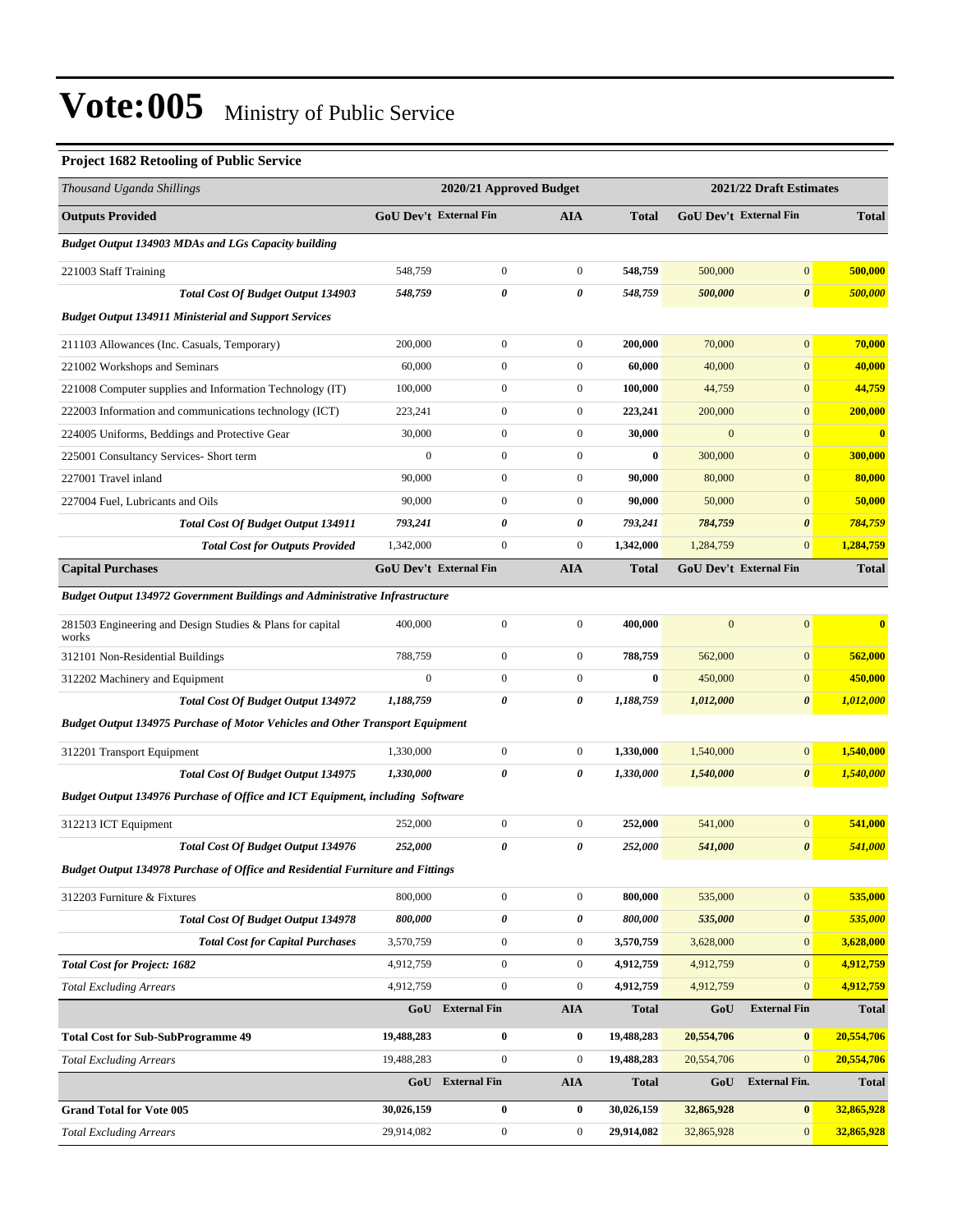# Vote:005 Ministry of Public Service

**Project 1682 Retooling of Public Service**

| *Thousand Uganda Shillings* | 2020/21 Approved Budget | | | | 2021/22 Draft Estimates | | |
|---|---|---|---|---|---|---|---|
| **Outputs Provided** | **GoU Dev't** | **External Fin** | **AIA** | **Total** | **GoU Dev't** | **External Fin** | **Total** |
| ***Budget Output 134903 MDAs and LGs Capacity building*** | | | | | | | |
| 221003 Staff Training | 548,759 | 0 | 0 | **548,759** | 500,000 | 0 | **500,000** |
| ***Total Cost Of Budget Output 134903*** | ***548,759*** | ***0*** | ***0*** | ***548,759*** | ***500,000*** | ***0*** | ***500,000*** |
| ***Budget Output 134911 Ministerial and Support Services*** | | | | | | | |
| 211103 Allowances (Inc. Casuals, Temporary) | 200,000 | 0 | 0 | **200,000** | 70,000 | 0 | **70,000** |
| 221002 Workshops and Seminars | 60,000 | 0 | 0 | **60,000** | 40,000 | 0 | **40,000** |
| 221008 Computer supplies and Information Technology (IT) | 100,000 | 0 | 0 | **100,000** | 44,759 | 0 | **44,759** |
| 222003 Information and communications technology (ICT) | 223,241 | 0 | 0 | **223,241** | 200,000 | 0 | **200,000** |
| 224005 Uniforms, Beddings and Protective Gear | 30,000 | 0 | 0 | **30,000** | 0 | 0 | **0** |
| 225001 Consultancy Services- Short term | 0 | 0 | 0 | **0** | 300,000 | 0 | **300,000** |
| 227001 Travel inland | 90,000 | 0 | 0 | **90,000** | 80,000 | 0 | **80,000** |
| 227004 Fuel, Lubricants and Oils | 90,000 | 0 | 0 | **90,000** | 50,000 | 0 | **50,000** |
| ***Total Cost Of Budget Output 134911*** | ***793,241*** | ***0*** | ***0*** | ***793,241*** | ***784,759*** | ***0*** | ***784,759*** |
| ***Total Cost for Outputs Provided*** | 1,342,000 | 0 | 0 | **1,342,000** | 1,284,759 | 0 | **1,284,759** |
| **Capital Purchases** | **GoU Dev't** | **External Fin** | **AIA** | **Total** | **GoU Dev't** | **External Fin** | **Total** |
| ***Budget Output 134972 Government Buildings and Administrative Infrastructure*** | | | | | | | |
| 281503 Engineering and Design Studies & Plans for capital works | 400,000 | 0 | 0 | **400,000** | 0 | 0 | **0** |
| 312101 Non-Residential Buildings | 788,759 | 0 | 0 | **788,759** | 562,000 | 0 | **562,000** |
| 312202 Machinery and Equipment | 0 | 0 | 0 | **0** | 450,000 | 0 | **450,000** |
| ***Total Cost Of Budget Output 134972*** | ***1,188,759*** | ***0*** | ***0*** | ***1,188,759*** | ***1,012,000*** | ***0*** | ***1,012,000*** |
| ***Budget Output 134975 Purchase of Motor Vehicles and Other Transport Equipment*** | | | | | | | |
| 312201 Transport Equipment | 1,330,000 | 0 | 0 | **1,330,000** | 1,540,000 | 0 | **1,540,000** |
| ***Total Cost Of Budget Output 134975*** | ***1,330,000*** | ***0*** | ***0*** | ***1,330,000*** | ***1,540,000*** | ***0*** | ***1,540,000*** |
| ***Budget Output 134976 Purchase of Office and ICT Equipment, including Software*** | | | | | | | |
| 312213 ICT Equipment | 252,000 | 0 | 0 | **252,000** | 541,000 | 0 | **541,000** |
| ***Total Cost Of Budget Output 134976*** | ***252,000*** | ***0*** | ***0*** | ***252,000*** | ***541,000*** | ***0*** | ***541,000*** |
| ***Budget Output 134978 Purchase of Office and Residential Furniture and Fittings*** | | | | | | | |
| 312203 Furniture & Fixtures | 800,000 | 0 | 0 | **800,000** | 535,000 | 0 | **535,000** |
| ***Total Cost Of Budget Output 134978*** | ***800,000*** | ***0*** | ***0*** | ***800,000*** | ***535,000*** | ***0*** | ***535,000*** |
| ***Total Cost for Capital Purchases*** | 3,570,759 | 0 | 0 | **3,570,759** | 3,628,000 | 0 | **3,628,000** |
| ***Total Cost for Project: 1682*** | 4,912,759 | 0 | 0 | **4,912,759** | 4,912,759 | 0 | **4,912,759** |
| *Total Excluding Arrears* | 4,912,759 | 0 | 0 | **4,912,759** | 4,912,759 | 0 | **4,912,759** |
| | **GoU** | **External Fin** | **AIA** | **Total** | **GoU** | **External Fin** | **Total** |
| **Total Cost for Sub-SubProgramme 49** | **19,488,283** | **0** | **0** | **19,488,283** | **20,554,706** | **0** | **20,554,706** |
| *Total Excluding Arrears* | 19,488,283 | 0 | 0 | **19,488,283** | 20,554,706 | 0 | **20,554,706** |
| | **GoU** | **External Fin** | **AIA** | **Total** | **GoU** | **External Fin.** | **Total** |
| **Grand Total for Vote 005** | **30,026,159** | **0** | **0** | **30,026,159** | **32,865,928** | **0** | **32,865,928** |
| *Total Excluding Arrears* | 29,914,082 | 0 | 0 | **29,914,082** | 32,865,928 | 0 | **32,865,928** |